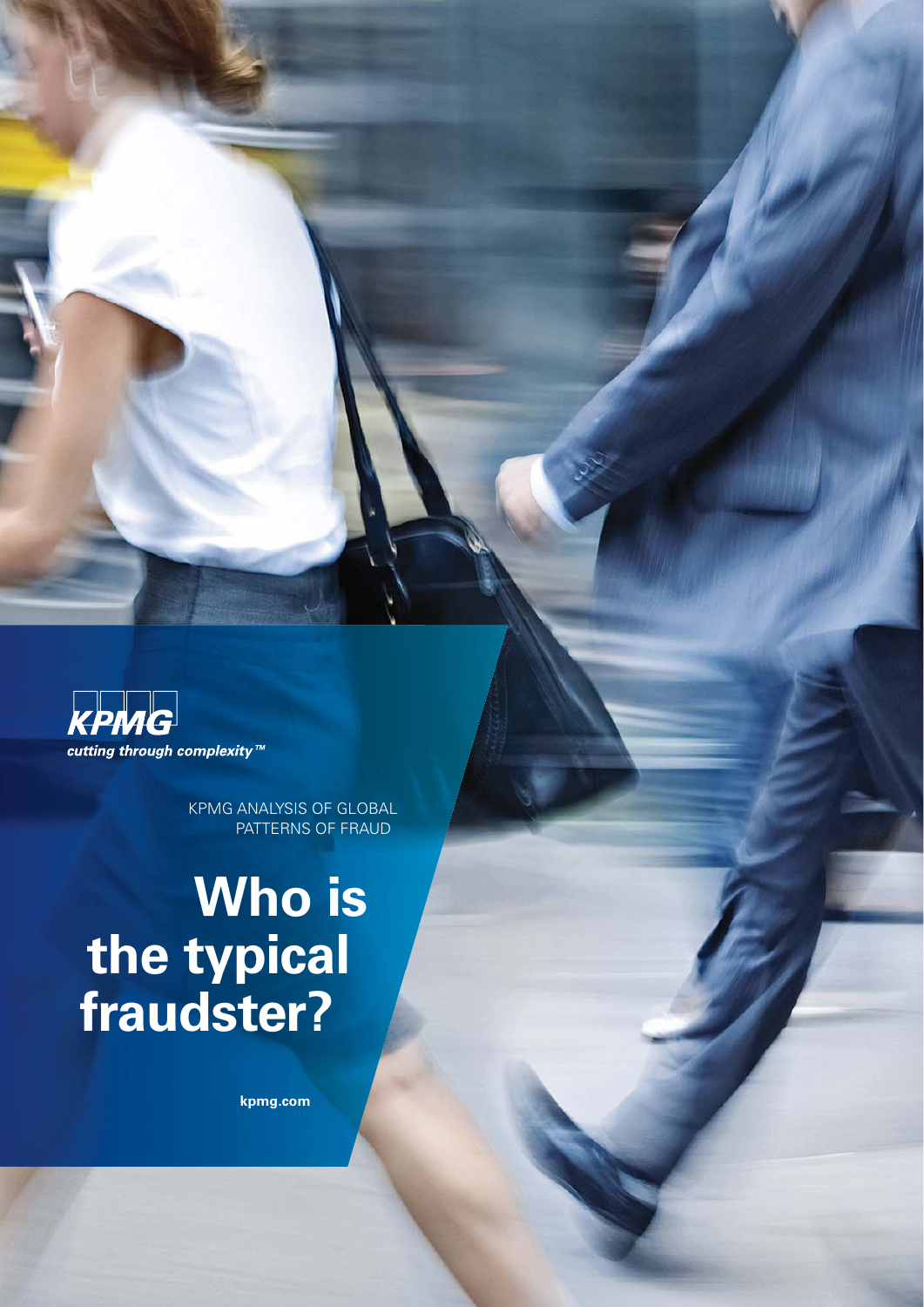KPMG

*cutting through complexity™*

KPMG ANALYSIS OF GLOBAL PATTERNS OF FRAUD

# Who is the typical fraudster?

**kpmg.com**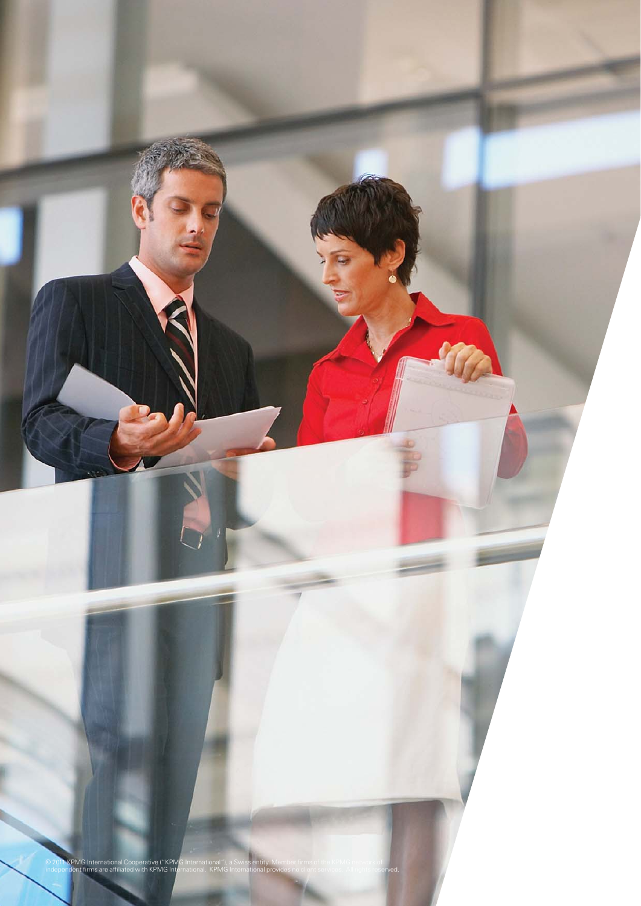© 2011 KPMG International Cooperative ("KPMG International"), a Swiss entity. Member firms of the KPMG network of independent firms are affiliated with KPMG International. KPMG International provides no client services. All rights reserved.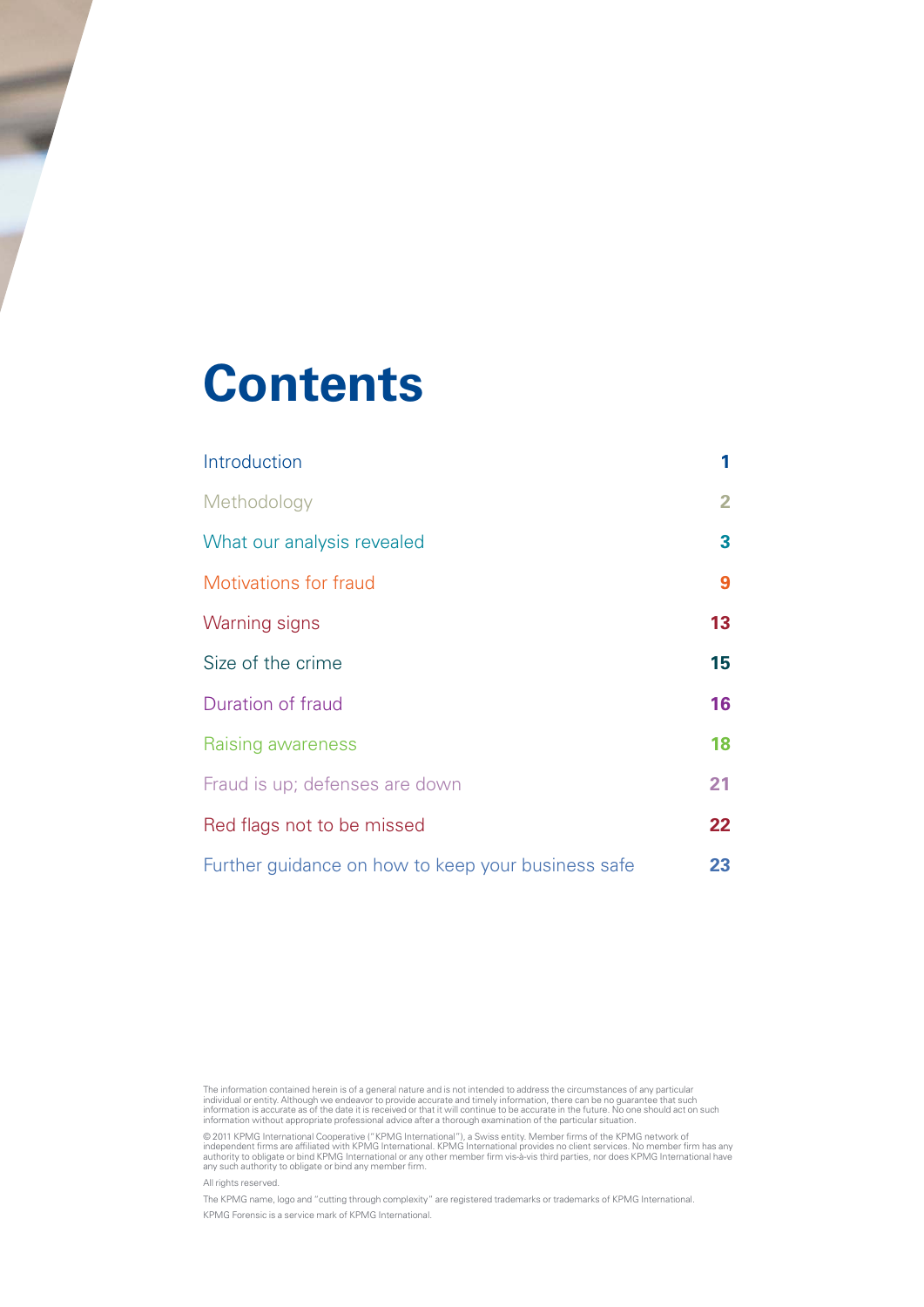# Contents

| | |
|---|---|
| Introduction | 1 |
| Methodology | 2 |
| What our analysis revealed | 3 |
| Motivations for fraud | 9 |
| Warning signs | 13 |
| Size of the crime | 15 |
| Duration of fraud | 16 |
| Raising awareness | 18 |
| Fraud is up; defenses are down | 21 |
| Red flags not to be missed | 22 |
| Further guidance on how to keep your business safe | 23 |

The information contained herein is of a general nature and is not intended to address the circumstances of any particular individual or entity. Although we endeavor to provide accurate and timely information, there can be no guarantee that such information is accurate as of the date it is received or that it will continue to be accurate in the future. No one should act on such information without appropriate professional advice after a thorough examination of the particular situation.

© 2011 KPMG International Cooperative ("KPMG International"), a Swiss entity. Member firms of the KPMG network of independent firms are affiliated with KPMG International. KPMG International provides no client services. No member firm has any authority to obligate or bind KPMG International or any other member firm vis-à-vis third parties, nor does KPMG International have any such authority to obligate or bind any member firm.

All rights reserved.

The KPMG name, logo and "cutting through complexity" are registered trademarks or trademarks of KPMG International.

KPMG Forensic is a service mark of KPMG International.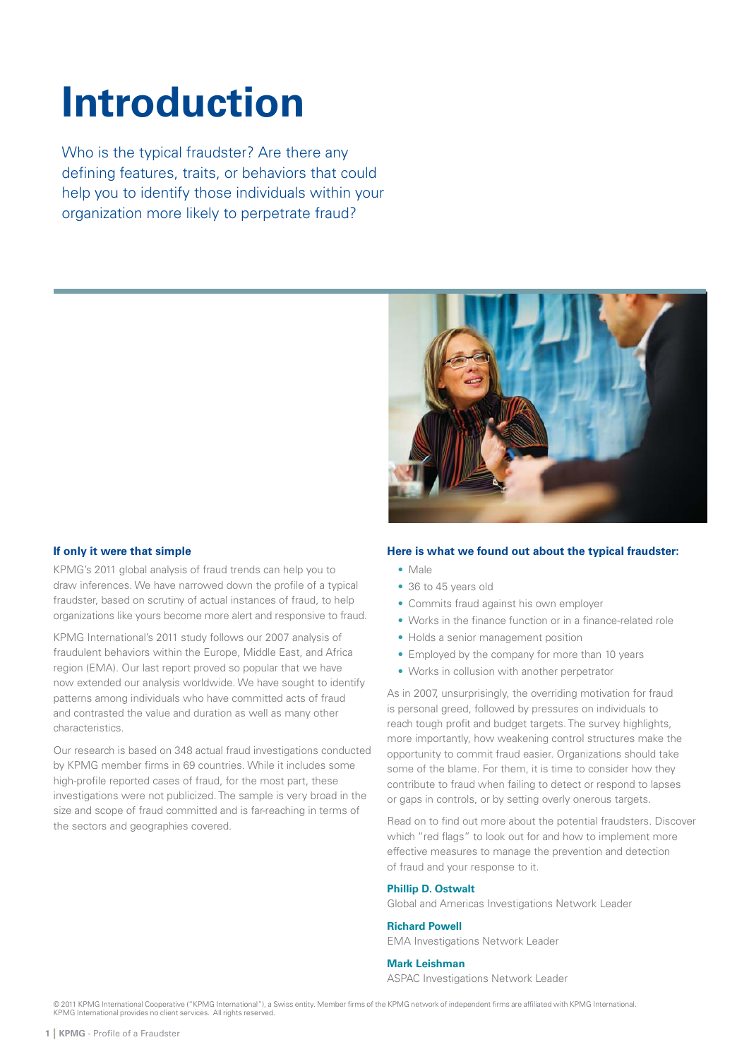# Introduction

Who is the typical fraudster? Are there any defining features, traits, or behaviors that could help you to identify those individuals within your organization more likely to perpetrate fraud?

### If only it were that simple

KPMG's 2011 global analysis of fraud trends can help you to draw inferences. We have narrowed down the profile of a typical fraudster, based on scrutiny of actual instances of fraud, to help organizations like yours become more alert and responsive to fraud.

KPMG International's 2011 study follows our 2007 analysis of fraudulent behaviors within the Europe, Middle East, and Africa region (EMA). Our last report proved so popular that we have now extended our analysis worldwide. We have sought to identify patterns among individuals who have committed acts of fraud and contrasted the value and duration as well as many other characteristics.

Our research is based on 348 actual fraud investigations conducted by KPMG member firms in 69 countries. While it includes some high-profile reported cases of fraud, for the most part, these investigations were not publicized. The sample is very broad in the size and scope of fraud committed and is far-reaching in terms of the sectors and geographies covered.

### Here is what we found out about the typical fraudster:

- Male
- 36 to 45 years old
- Commits fraud against his own employer
- Works in the finance function or in a finance-related role
- Holds a senior management position
- Employed by the company for more than 10 years
- Works in collusion with another perpetrator

As in 2007, unsurprisingly, the overriding motivation for fraud is personal greed, followed by pressures on individuals to reach tough profit and budget targets. The survey highlights, more importantly, how weakening control structures make the opportunity to commit fraud easier. Organizations should take some of the blame. For them, it is time to consider how they contribute to fraud when failing to detect or respond to lapses or gaps in controls, or by setting overly onerous targets.

Read on to find out more about the potential fraudsters. Discover which "red flags" to look out for and how to implement more effective measures to manage the prevention and detection of fraud and your response to it.

**Phillip D. Ostwalt**
Global and Americas Investigations Network Leader

**Richard Powell**
EMA Investigations Network Leader

**Mark Leishman**
ASPAC Investigations Network Leader

© 2011 KPMG International Cooperative ("KPMG International"), a Swiss entity. Member firms of the KPMG network of independent firms are affiliated with KPMG International. KPMG International provides no client services. All rights reserved.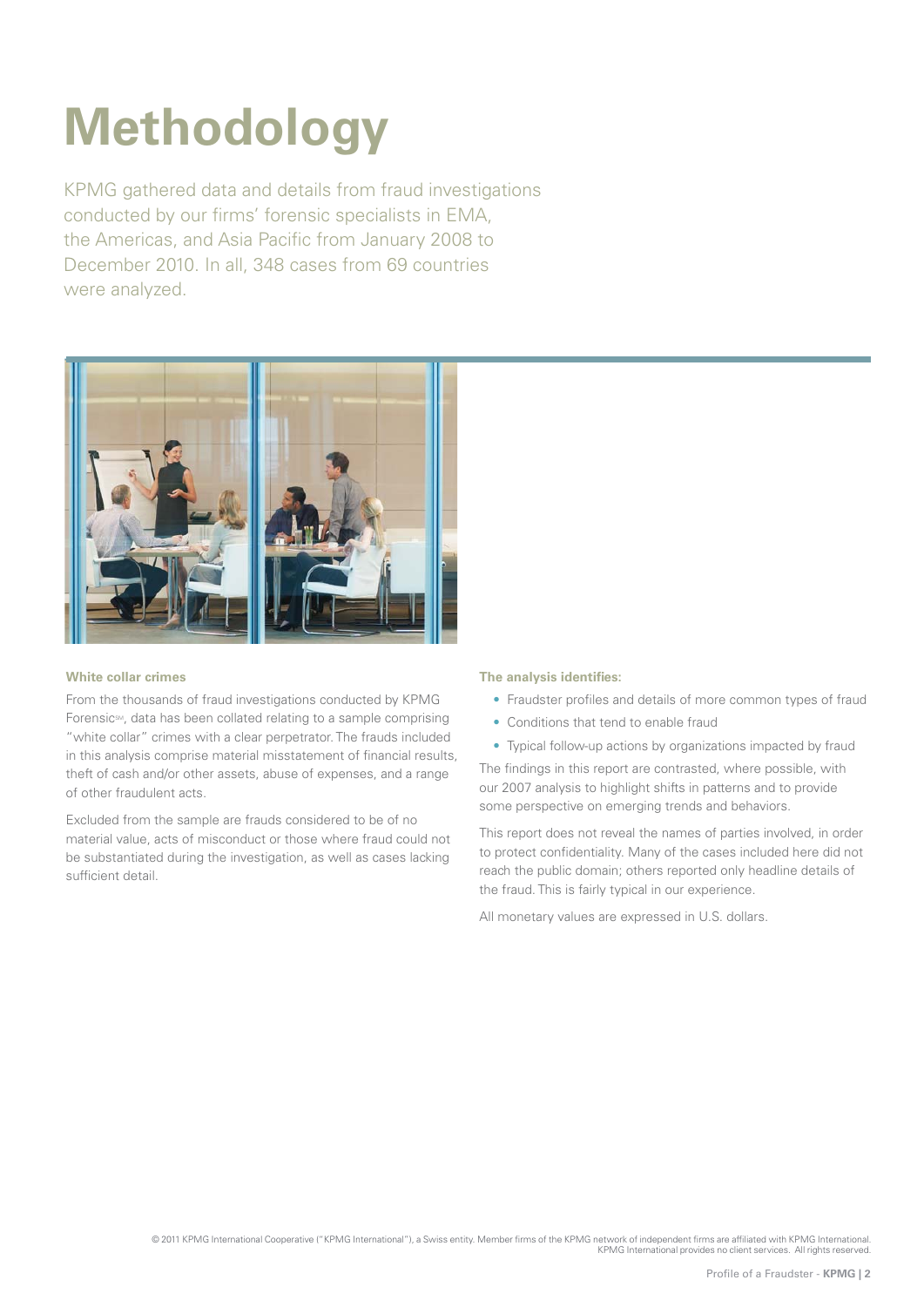# Methodology

KPMG gathered data and details from fraud investigations conducted by our firms' forensic specialists in EMA, the Americas, and Asia Pacific from January 2008 to December 2010. In all, 348 cases from 69 countries were analyzed.

### White collar crimes

From the thousands of fraud investigations conducted by KPMG Forensic℠, data has been collated relating to a sample comprising "white collar" crimes with a clear perpetrator. The frauds included in this analysis comprise material misstatement of financial results, theft of cash and/or other assets, abuse of expenses, and a range of other fraudulent acts.

Excluded from the sample are frauds considered to be of no material value, acts of misconduct or those where fraud could not be substantiated during the investigation, as well as cases lacking sufficient detail.

### The analysis identifies:

- Fraudster profiles and details of more common types of fraud
- Conditions that tend to enable fraud
- Typical follow-up actions by organizations impacted by fraud

The findings in this report are contrasted, where possible, with our 2007 analysis to highlight shifts in patterns and to provide some perspective on emerging trends and behaviors.

This report does not reveal the names of parties involved, in order to protect confidentiality. Many of the cases included here did not reach the public domain; others reported only headline details of the fraud. This is fairly typical in our experience.

All monetary values are expressed in U.S. dollars.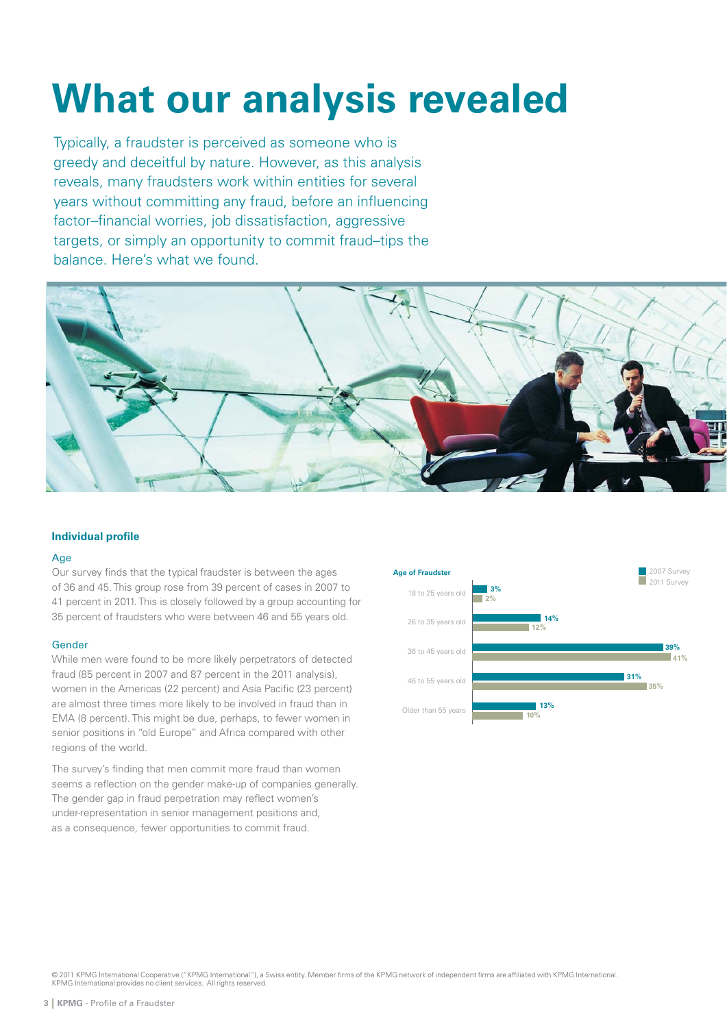# What our analysis revealed

Typically, a fraudster is perceived as someone who is greedy and deceitful by nature. However, as this analysis reveals, many fraudsters work within entities for several years without committing any fraud, before an influencing factor–financial worries, job dissatisfaction, aggressive targets, or simply an opportunity to commit fraud–tips the balance. Here's what we found.

### Individual profile

#### Age

Our survey finds that the typical fraudster is between the ages of 36 and 45. This group rose from 39 percent of cases in 2007 to 41 percent in 2011. This is closely followed by a group accounting for 35 percent of fraudsters who were between 46 and 55 years old.

**Age of Fraudster**

| Age | 2007 Survey | 2011 Survey |
|---|---|---|
| 18 to 25 years old | 3% | 2% |
| 26 to 35 years old | 14% | 12% |
| 36 to 45 years old | 39% | 41% |
| 46 to 55 years old | 31% | 35% |
| Older than 55 years | 13% | 10% |

#### Gender

While men were found to be more likely perpetrators of detected fraud (85 percent in 2007 and 87 percent in the 2011 analysis), women in the Americas (22 percent) and Asia Pacific (23 percent) are almost three times more likely to be involved in fraud than in EMA (8 percent). This might be due, perhaps, to fewer women in senior positions in "old Europe" and Africa compared with other regions of the world.

The survey's finding that men commit more fraud than women seems a reflection on the gender make-up of companies generally. The gender gap in fraud perpetration may reflect women's under-representation in senior management positions and, as a consequence, fewer opportunities to commit fraud.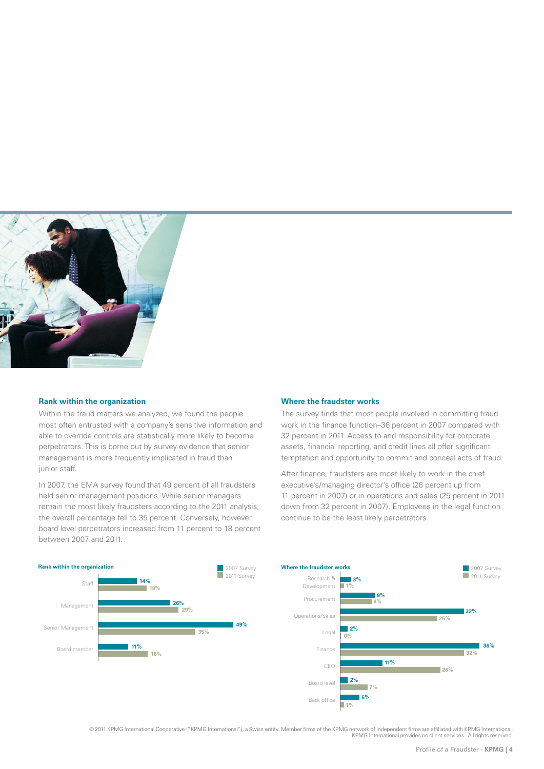### Rank within the organization

Within the fraud matters we analyzed, we found the people most often entrusted with a company's sensitive information and able to override controls are statistically more likely to become perpetrators. This is borne out by survey evidence that senior management is more frequently implicated in fraud than junior staff.

In 2007, the EMA survey found that 49 percent of all fraudsters held senior management positions. While senior managers remain the most likely fraudsters according to the 2011 analysis, the overall percentage fell to 35 percent. Conversely, however, board level perpetrators increased from 11 percent to 18 percent between 2007 and 2011.

### Where the fraudster works

The survey finds that most people involved in committing fraud work in the finance function–36 percent in 2007 compared with 32 percent in 2011. Access to and responsibility for corporate assets, financial reporting, and credit lines all offer significant temptation and opportunity to commit and conceal acts of fraud.

After finance, fraudsters are most likely to work in the chief executive's/managing director's office (26 percent up from 11 percent in 2007) or in operations and sales (25 percent in 2011 down from 32 percent in 2007). Employees in the legal function continue to be the least likely perpetrators.

**Rank within the organization**

| | 2007 Survey | 2011 Survey |
|---|---|---|
| Staff | 14% | 18% |
| Management | 26% | 29% |
| Senior Management | 49% | 35% |
| Board member | 11% | 18% |

**Where the fraudster works**

| | 2007 Survey | 2011 Survey |
|---|---|---|
| Research & Development | 3% | 1% |
| Procurement | 9% | 8% |
| Operations/Sales | 32% | 25% |
| Legal | 2% | 0% |
| Finance | 36% | 32% |
| CEO | 11% | 26% |
| Board level | 2% | 7% |
| Back office | 5% | 1% |

© 2011 KPMG International Cooperative ("KPMG International"), a Swiss entity. Member firms of the KPMG network of independent firms are affiliated with KPMG International. KPMG International provides no client services. All rights reserved.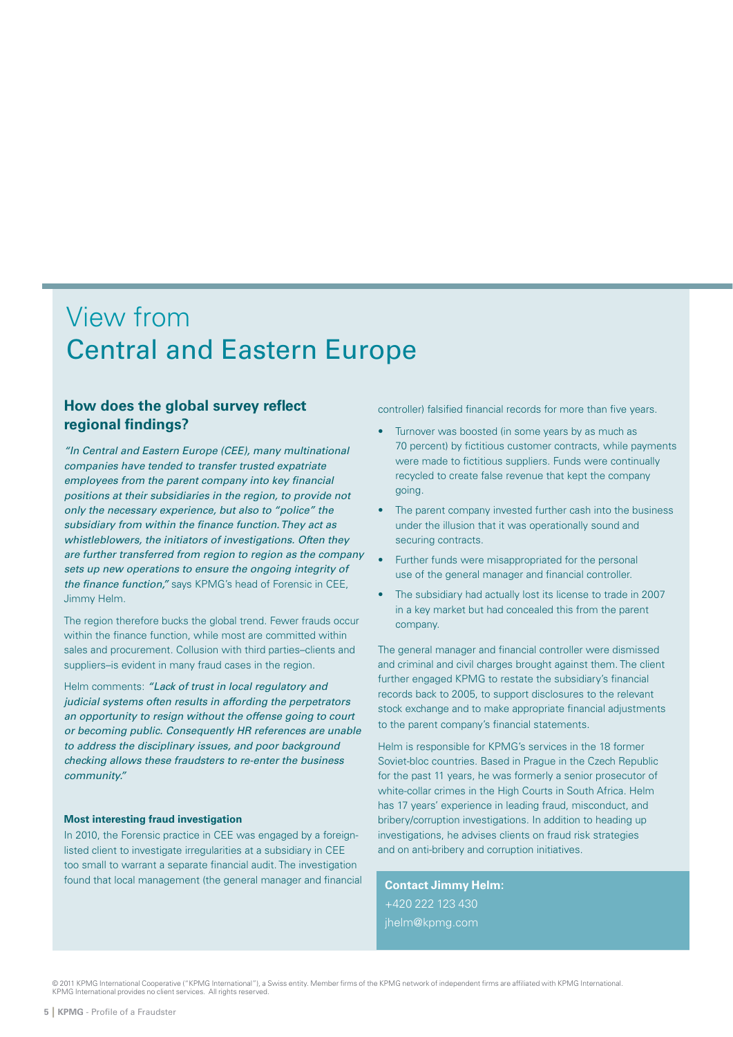# View from Central and Eastern Europe

## How does the global survey reflect regional findings?

*"In Central and Eastern Europe (CEE), many multinational companies have tended to transfer trusted expatriate employees from the parent company into key financial positions at their subsidiaries in the region, to provide not only the necessary experience, but also to "police" the subsidiary from within the finance function. They act as whistleblowers, the initiators of investigations. Often they are further transferred from region to region as the company sets up new operations to ensure the ongoing integrity of the finance function,"* says KPMG's head of Forensic in CEE, Jimmy Helm.

The region therefore bucks the global trend. Fewer frauds occur within the finance function, while most are committed within sales and procurement. Collusion with third parties–clients and suppliers–is evident in many fraud cases in the region.

Helm comments: *"Lack of trust in local regulatory and judicial systems often results in affording the perpetrators an opportunity to resign without the offense going to court or becoming public. Consequently HR references are unable to address the disciplinary issues, and poor background checking allows these fraudsters to re-enter the business community."*

### Most interesting fraud investigation

In 2010, the Forensic practice in CEE was engaged by a foreign-listed client to investigate irregularities at a subsidiary in CEE too small to warrant a separate financial audit. The investigation found that local management (the general manager and financial controller) falsified financial records for more than five years.

- Turnover was boosted (in some years by as much as 70 percent) by fictitious customer contracts, while payments were made to fictitious suppliers. Funds were continually recycled to create false revenue that kept the company going.
- The parent company invested further cash into the business under the illusion that it was operationally sound and securing contracts.
- Further funds were misappropriated for the personal use of the general manager and financial controller.
- The subsidiary had actually lost its license to trade in 2007 in a key market but had concealed this from the parent company.

The general manager and financial controller were dismissed and criminal and civil charges brought against them. The client further engaged KPMG to restate the subsidiary's financial records back to 2005, to support disclosures to the relevant stock exchange and to make appropriate financial adjustments to the parent company's financial statements.

Helm is responsible for KPMG's services in the 18 former Soviet-bloc countries. Based in Prague in the Czech Republic for the past 11 years, he was formerly a senior prosecutor of white-collar crimes in the High Courts in South Africa. Helm has 17 years' experience in leading fraud, misconduct, and bribery/corruption investigations. In addition to heading up investigations, he advises clients on fraud risk strategies and on anti-bribery and corruption initiatives.

**Contact Jimmy Helm:**
+420 222 123 430
jhelm@kpmg.com

© 2011 KPMG International Cooperative ("KPMG International"), a Swiss entity. Member firms of the KPMG network of independent firms are affiliated with KPMG International. KPMG International provides no client services. All rights reserved.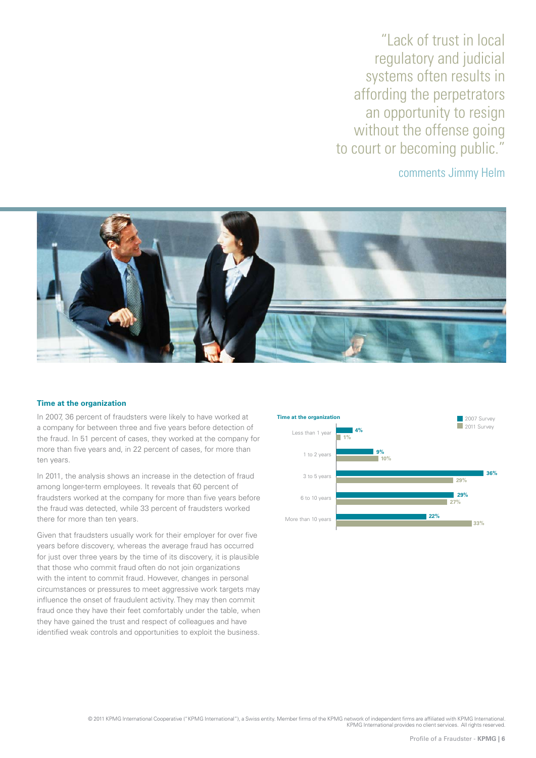"Lack of trust in local regulatory and judicial systems often results in affording the perpetrators an opportunity to resign without the offense going to court or becoming public."

comments Jimmy Helm

### Time at the organization

In 2007, 36 percent of fraudsters were likely to have worked at a company for between three and five years before detection of the fraud. In 51 percent of cases, they worked at the company for more than five years and, in 22 percent of cases, for more than ten years.

In 2011, the analysis shows an increase in the detection of fraud among longer-term employees. It reveals that 60 percent of fraudsters worked at the company for more than five years before the fraud was detected, while 33 percent of fraudsters worked there for more than ten years.

Given that fraudsters usually work for their employer for over five years before discovery, whereas the average fraud has occurred for just over three years by the time of its discovery, it is plausible that those who commit fraud often do not join organizations with the intent to commit fraud. However, changes in personal circumstances or pressures to meet aggressive work targets may influence the onset of fraudulent activity. They may then commit fraud once they have their feet comfortably under the table, when they have gained the trust and respect of colleagues and have identified weak controls and opportunities to exploit the business.

**Time at the organization**

| | 2007 Survey | 2011 Survey |
|---|---|---|
| Less than 1 year | 4% | 1% |
| 1 to 2 years | 9% | 10% |
| 3 to 5 years | 36% | 29% |
| 6 to 10 years | 29% | 27% |
| More than 10 years | 22% | 33% |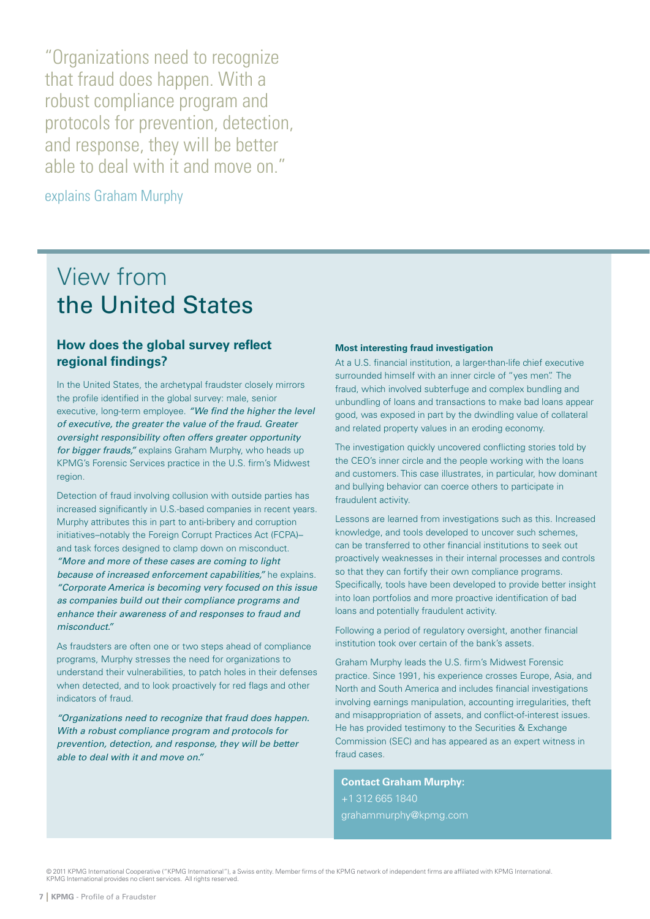"Organizations need to recognize that fraud does happen. With a robust compliance program and protocols for prevention, detection, and response, they will be better able to deal with it and move on."

explains Graham Murphy

# View from the United States

## How does the global survey reflect regional findings?

In the United States, the archetypal fraudster closely mirrors the profile identified in the global survey: male, senior executive, long-term employee. *"We find the higher the level of executive, the greater the value of the fraud. Greater oversight responsibility often offers greater opportunity for bigger frauds,"* explains Graham Murphy, who heads up KPMG's Forensic Services practice in the U.S. firm's Midwest region.

Detection of fraud involving collusion with outside parties has increased significantly in U.S.-based companies in recent years. Murphy attributes this in part to anti-bribery and corruption initiatives–notably the Foreign Corrupt Practices Act (FCPA)–and task forces designed to clamp down on misconduct. *"More and more of these cases are coming to light because of increased enforcement capabilities,"* he explains. *"Corporate America is becoming very focused on this issue as companies build out their compliance programs and enhance their awareness of and responses to fraud and misconduct."*

As fraudsters are often one or two steps ahead of compliance programs, Murphy stresses the need for organizations to understand their vulnerabilities, to patch holes in their defenses when detected, and to look proactively for red flags and other indicators of fraud.

*"Organizations need to recognize that fraud does happen. With a robust compliance program and protocols for prevention, detection, and response, they will be better able to deal with it and move on."*

**Most interesting fraud investigation**

At a U.S. financial institution, a larger-than-life chief executive surrounded himself with an inner circle of "yes men". The fraud, which involved subterfuge and complex bundling and unbundling of loans and transactions to make bad loans appear good, was exposed in part by the dwindling value of collateral and related property values in an eroding economy.

The investigation quickly uncovered conflicting stories told by the CEO's inner circle and the people working with the loans and customers. This case illustrates, in particular, how dominant and bullying behavior can coerce others to participate in fraudulent activity.

Lessons are learned from investigations such as this. Increased knowledge, and tools developed to uncover such schemes, can be transferred to other financial institutions to seek out proactively weaknesses in their internal processes and controls so that they can fortify their own compliance programs. Specifically, tools have been developed to provide better insight into loan portfolios and more proactive identification of bad loans and potentially fraudulent activity.

Following a period of regulatory oversight, another financial institution took over certain of the bank's assets.

Graham Murphy leads the U.S. firm's Midwest Forensic practice. Since 1991, his experience crosses Europe, Asia, and North and South America and includes financial investigations involving earnings manipulation, accounting irregularities, theft and misappropriation of assets, and conflict-of-interest issues. He has provided testimony to the Securities & Exchange Commission (SEC) and has appeared as an expert witness in fraud cases.

**Contact Graham Murphy:**
+1 312 665 1840
grahammurphy@kpmg.com

© 2011 KPMG International Cooperative ("KPMG International"), a Swiss entity. Member firms of the KPMG network of independent firms are affiliated with KPMG International. KPMG International provides no client services. All rights reserved.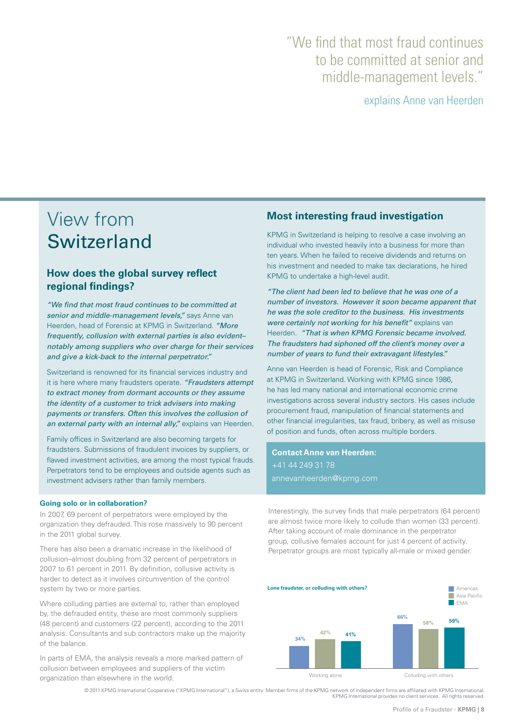"We find that most fraud continues to be committed at senior and middle-management levels."

explains Anne van Heerden

# View from Switzerland

## How does the global survey reflect regional findings?

*"We find that most fraud continues to be committed at senior and middle-management levels,"* says Anne van Heerden, head of Forensic at KPMG in Switzerland. *"More frequently, collusion with external parties is also evident– notably among suppliers who over charge for their services and give a kick-back to the internal perpetrator."*

Switzerland is renowned for its financial services industry and it is here where many fraudsters operate. *"Fraudsters attempt to extract money from dormant accounts or they assume the identity of a customer to trick advisers into making payments or transfers. Often this involves the collusion of an external party with an internal ally,"* explains van Heerden.

Family offices in Switzerland are also becoming targets for fraudsters. Submissions of fraudulent invoices by suppliers, or flawed investment activities, are among the most typical frauds. Perpetrators tend to be employees and outside agents such as investment advisers rather than family members.

## Most interesting fraud investigation

KPMG in Switzerland is helping to resolve a case involving an individual who invested heavily into a business for more than ten years. When he failed to receive dividends and returns on his investment and needed to make tax declarations, he hired KPMG to undertake a high-level audit.

*"The client had been led to believe that he was one of a number of investors. However it soon became apparent that he was the sole creditor to the business. His investments were certainly not working for his benefit"* explains van Heerden. *"That is when KPMG Forensic became involved. The fraudsters had siphoned off the client's money over a number of years to fund their extravagant lifestyles."*

Anne van Heerden is head of Forensic, Risk and Compliance at KPMG in Switzerland. Working with KPMG since 1986, he has led many national and international economic crime investigations across several industry sectors. His cases include procurement fraud, manipulation of financial statements and other financial irregularities, tax fraud, bribery, as well as misuse of position and funds, often across multiple borders.

**Contact Anne van Heerden:**
+41 44 249 31 78
annevanheerden@kpmg.com

### Going solo or in collaboration?

In 2007, 69 percent of perpetrators were employed by the organization they defrauded. This rose massively to 90 percent in the 2011 global survey.

There has also been a dramatic increase in the likelihood of collusion–almost doubling from 32 percent of perpetrators in 2007 to 61 percent in 2011. By definition, collusive activity is harder to detect as it involves circumvention of the control system by two or more parties.

Where colluding parties are external to, rather than employed by, the defrauded entity, these are most commonly suppliers (48 percent) and customers (22 percent), according to the 2011 analysis. Consultants and sub contractors make up the majority of the balance.

In parts of EMA, the analysis reveals a more marked pattern of collusion between employees and suppliers of the victim organization than elsewhere in the world.

Interestingly, the survey finds that male perpetrators (64 percent) are almost twice more likely to collude than women (33 percent). After taking account of male dominance in the perpetrator group, collusive females account for just 4 percent of activity. Perpetrator groups are most typically all-male or mixed gender.

**Lone fraudster, or colluding with others?**

| | Americas | Asia Pacific | EMA |
|---|---|---|---|
| Working alone | 34% | 42% | 41% |
| Colluding with others | 66% | 58% | 59% |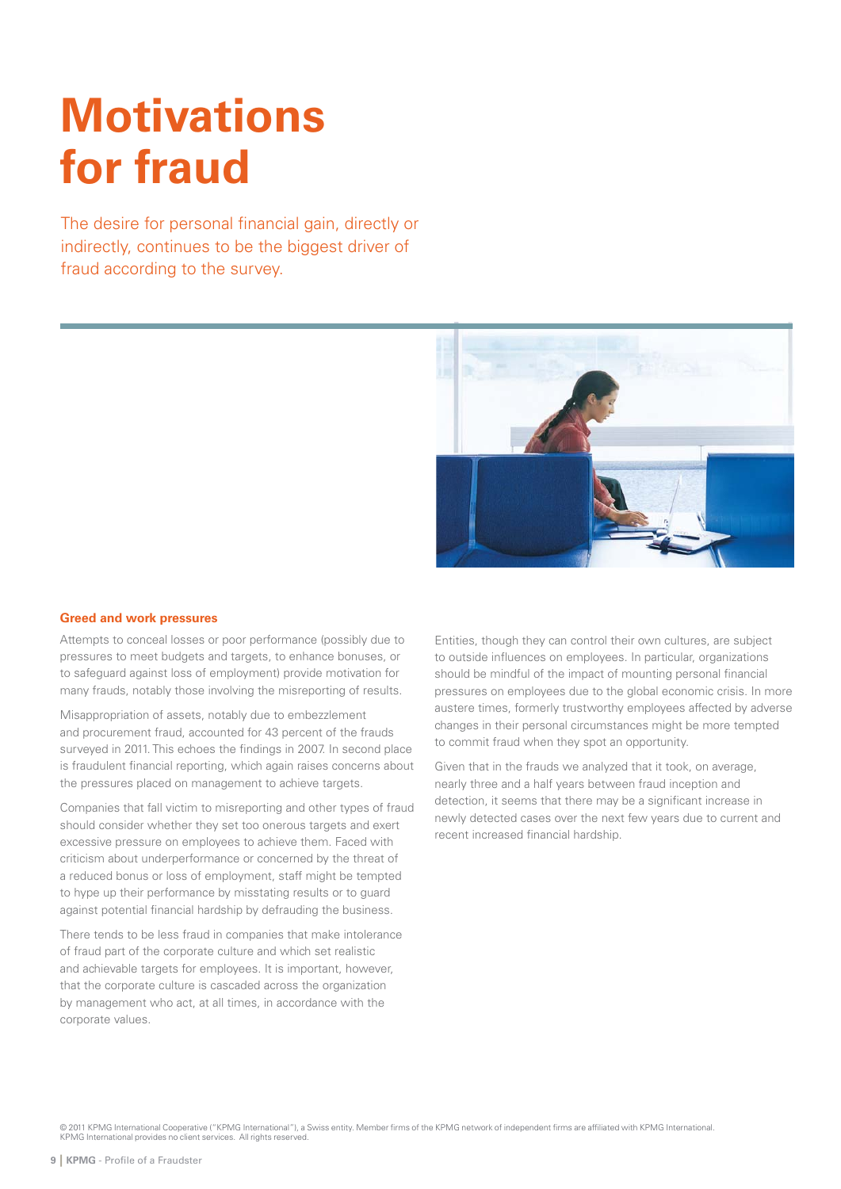# Motivations for fraud

The desire for personal financial gain, directly or indirectly, continues to be the biggest driver of fraud according to the survey.

### Greed and work pressures

Attempts to conceal losses or poor performance (possibly due to pressures to meet budgets and targets, to enhance bonuses, or to safeguard against loss of employment) provide motivation for many frauds, notably those involving the misreporting of results.

Misappropriation of assets, notably due to embezzlement and procurement fraud, accounted for 43 percent of the frauds surveyed in 2011. This echoes the findings in 2007. In second place is fraudulent financial reporting, which again raises concerns about the pressures placed on management to achieve targets.

Companies that fall victim to misreporting and other types of fraud should consider whether they set too onerous targets and exert excessive pressure on employees to achieve them. Faced with criticism about underperformance or concerned by the threat of a reduced bonus or loss of employment, staff might be tempted to hype up their performance by misstating results or to guard against potential financial hardship by defrauding the business.

There tends to be less fraud in companies that make intolerance of fraud part of the corporate culture and which set realistic and achievable targets for employees. It is important, however, that the corporate culture is cascaded across the organization by management who act, at all times, in accordance with the corporate values.

Entities, though they can control their own cultures, are subject to outside influences on employees. In particular, organizations should be mindful of the impact of mounting personal financial pressures on employees due to the global economic crisis. In more austere times, formerly trustworthy employees affected by adverse changes in their personal circumstances might be more tempted to commit fraud when they spot an opportunity.

Given that in the frauds we analyzed that it took, on average, nearly three and a half years between fraud inception and detection, it seems that there may be a significant increase in newly detected cases over the next few years due to current and recent increased financial hardship.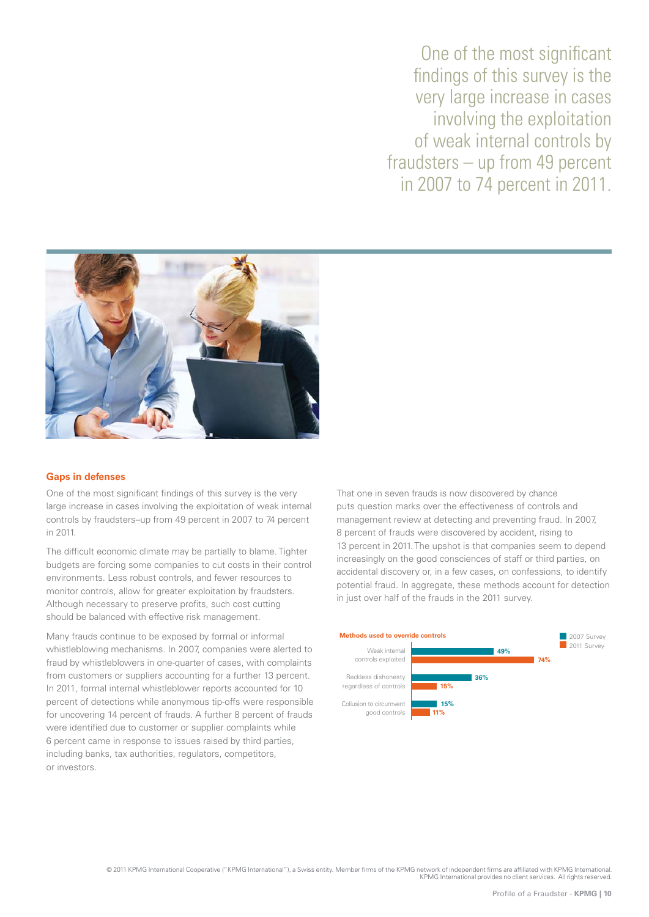> One of the most significant findings of this survey is the very large increase in cases involving the exploitation of weak internal controls by fraudsters – up from 49 percent in 2007 to 74 percent in 2011.

## Gaps in defenses

One of the most significant findings of this survey is the very large increase in cases involving the exploitation of weak internal controls by fraudsters–up from 49 percent in 2007 to 74 percent in 2011.

The difficult economic climate may be partially to blame. Tighter budgets are forcing some companies to cut costs in their control environments. Less robust controls, and fewer resources to monitor controls, allow for greater exploitation by fraudsters. Although necessary to preserve profits, such cost cutting should be balanced with effective risk management.

Many frauds continue to be exposed by formal or informal whistleblowing mechanisms. In 2007, companies were alerted to fraud by whistleblowers in one-quarter of cases, with complaints from customers or suppliers accounting for a further 13 percent. In 2011, formal internal whistleblower reports accounted for 10 percent of detections while anonymous tip-offs were responsible for uncovering 14 percent of frauds. A further 8 percent of frauds were identified due to customer or supplier complaints while 6 percent came in response to issues raised by third parties, including banks, tax authorities, regulators, competitors, or investors.

That one in seven frauds is now discovered by chance puts question marks over the effectiveness of controls and management review at detecting and preventing fraud. In 2007, 8 percent of frauds were discovered by accident, rising to 13 percent in 2011. The upshot is that companies seem to depend increasingly on the good consciences of staff or third parties, on accidental discovery or, in a few cases, on confessions, to identify potential fraud. In aggregate, these methods account for detection in just over half of the frauds in the 2011 survey.

**Methods used to override controls**

| | 2007 Survey | 2011 Survey |
|---|---|---|
| Weak internal controls exploited | 49% | 74% |
| Reckless dishonesty regardless of controls | 36% | 15% |
| Collusion to circumvent good controls | 15% | 11% |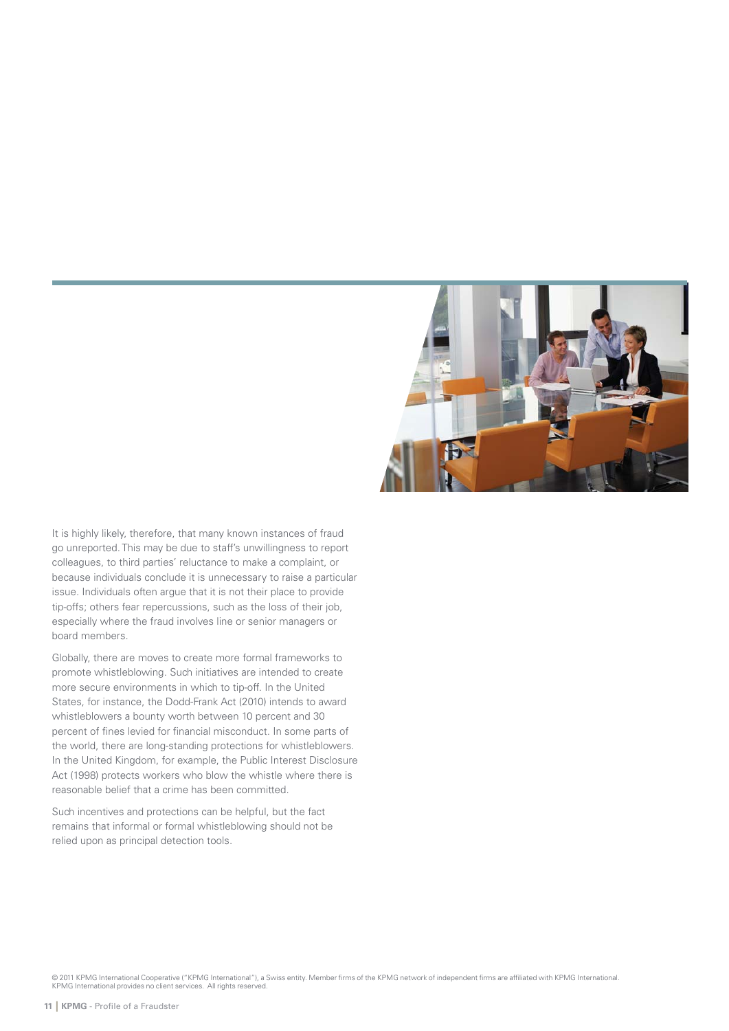It is highly likely, therefore, that many known instances of fraud go unreported. This may be due to staff's unwillingness to report colleagues, to third parties' reluctance to make a complaint, or because individuals conclude it is unnecessary to raise a particular issue. Individuals often argue that it is not their place to provide tip-offs; others fear repercussions, such as the loss of their job, especially where the fraud involves line or senior managers or board members.

Globally, there are moves to create more formal frameworks to promote whistleblowing. Such initiatives are intended to create more secure environments in which to tip-off. In the United States, for instance, the Dodd-Frank Act (2010) intends to award whistleblowers a bounty worth between 10 percent and 30 percent of fines levied for financial misconduct. In some parts of the world, there are long-standing protections for whistleblowers. In the United Kingdom, for example, the Public Interest Disclosure Act (1998) protects workers who blow the whistle where there is reasonable belief that a crime has been committed.

Such incentives and protections can be helpful, but the fact remains that informal or formal whistleblowing should not be relied upon as principal detection tools.

© 2011 KPMG International Cooperative ("KPMG International"), a Swiss entity. Member firms of the KPMG network of independent firms are affiliated with KPMG International. KPMG International provides no client services. All rights reserved.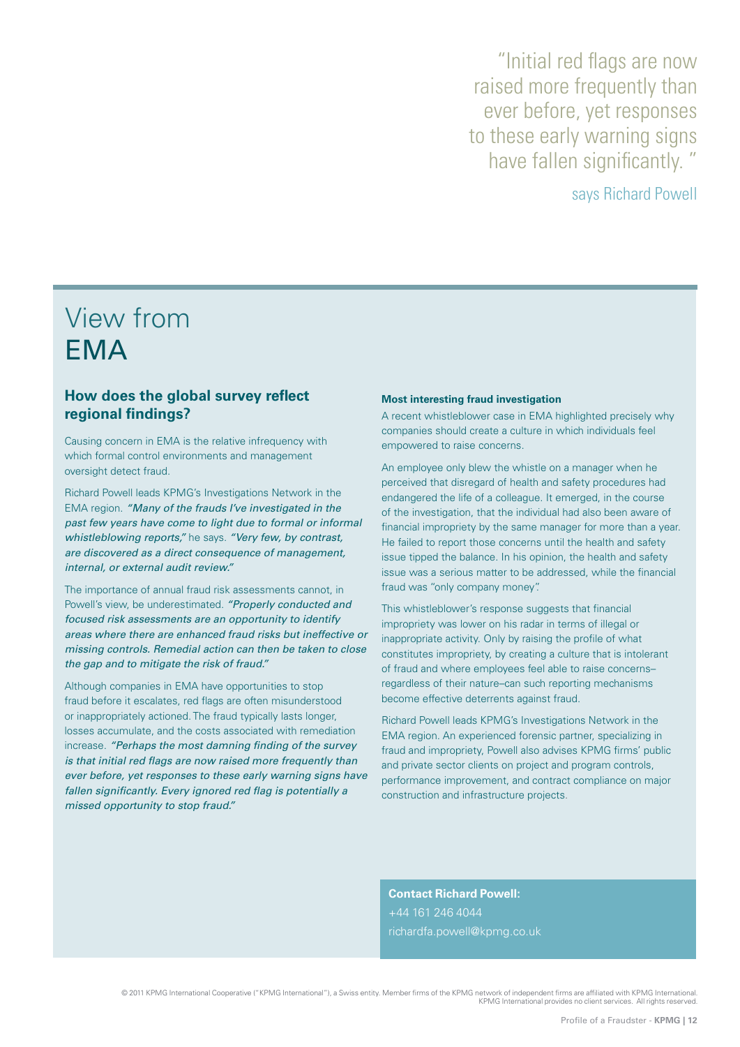"Initial red flags are now raised more frequently than ever before, yet responses to these early warning signs have fallen significantly. "

says Richard Powell

# View from EMA

## How does the global survey reflect regional findings?

Causing concern in EMA is the relative infrequency with which formal control environments and management oversight detect fraud.

Richard Powell leads KPMG's Investigations Network in the EMA region. *"Many of the frauds I've investigated in the past few years have come to light due to formal or informal whistleblowing reports,"* he says. *"Very few, by contrast, are discovered as a direct consequence of management, internal, or external audit review."*

The importance of annual fraud risk assessments cannot, in Powell's view, be underestimated. *"Properly conducted and focused risk assessments are an opportunity to identify areas where there are enhanced fraud risks but ineffective or missing controls. Remedial action can then be taken to close the gap and to mitigate the risk of fraud."*

Although companies in EMA have opportunities to stop fraud before it escalates, red flags are often misunderstood or inappropriately actioned. The fraud typically lasts longer, losses accumulate, and the costs associated with remediation increase. *"Perhaps the most damning finding of the survey is that initial red flags are now raised more frequently than ever before, yet responses to these early warning signs have fallen significantly. Every ignored red flag is potentially a missed opportunity to stop fraud."*

**Most interesting fraud investigation**

A recent whistleblower case in EMA highlighted precisely why companies should create a culture in which individuals feel empowered to raise concerns.

An employee only blew the whistle on a manager when he perceived that disregard of health and safety procedures had endangered the life of a colleague. It emerged, in the course of the investigation, that the individual had also been aware of financial impropriety by the same manager for more than a year. He failed to report those concerns until the health and safety issue tipped the balance. In his opinion, the health and safety issue was a serious matter to be addressed, while the financial fraud was "only company money".

This whistleblower's response suggests that financial impropriety was lower on his radar in terms of illegal or inappropriate activity. Only by raising the profile of what constitutes impropriety, by creating a culture that is intolerant of fraud and where employees feel able to raise concerns–regardless of their nature–can such reporting mechanisms become effective deterrents against fraud.

Richard Powell leads KPMG's Investigations Network in the EMA region. An experienced forensic partner, specializing in fraud and impropriety, Powell also advises KPMG firms' public and private sector clients on project and program controls, performance improvement, and contract compliance on major construction and infrastructure projects.

**Contact Richard Powell:**
+44 161 246 4044
richardfa.powell@kpmg.co.uk

© 2011 KPMG International Cooperative ("KPMG International"), a Swiss entity. Member firms of the KPMG network of independent firms are affiliated with KPMG International. KPMG International provides no client services. All rights reserved.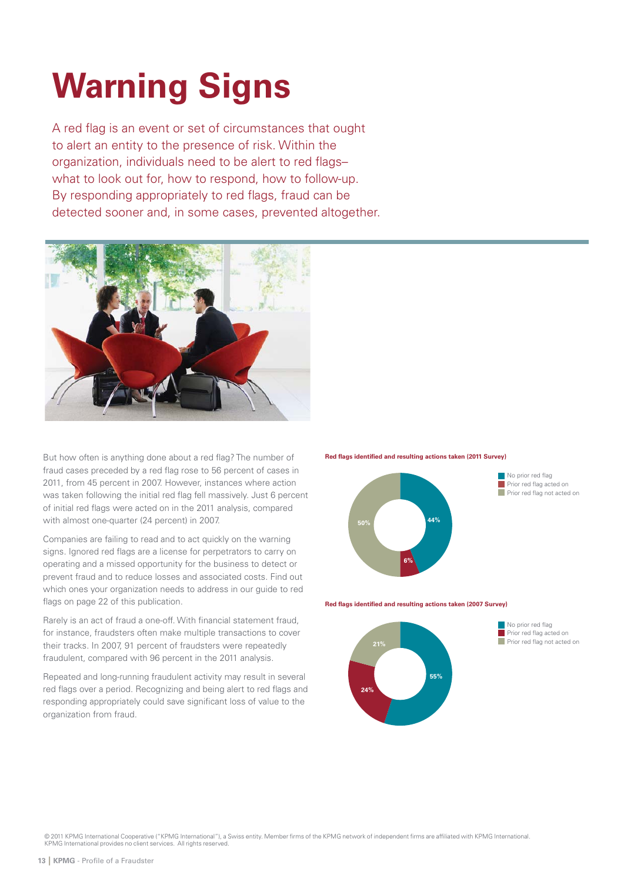# Warning Signs

A red flag is an event or set of circumstances that ought to alert an entity to the presence of risk. Within the organization, individuals need to be alert to red flags–what to look out for, how to respond, how to follow-up. By responding appropriately to red flags, fraud can be detected sooner and, in some cases, prevented altogether.

But how often is anything done about a red flag? The number of fraud cases preceded by a red flag rose to 56 percent of cases in 2011, from 45 percent in 2007. However, instances where action was taken following the initial red flag fell massively. Just 6 percent of initial red flags were acted on in the 2011 analysis, compared with almost one-quarter (24 percent) in 2007.

Companies are failing to read and to act quickly on the warning signs. Ignored red flags are a license for perpetrators to carry on operating and a missed opportunity for the business to detect or prevent fraud and to reduce losses and associated costs. Find out which ones your organization needs to address in our guide to red flags on page 22 of this publication.

Rarely is an act of fraud a one-off. With financial statement fraud, for instance, fraudsters often make multiple transactions to cover their tracks. In 2007, 91 percent of fraudsters were repeatedly fraudulent, compared with 96 percent in the 2011 analysis.

Repeated and long-running fraudulent activity may result in several red flags over a period. Recognizing and being alert to red flags and responding appropriately could save significant loss of value to the organization from fraud.

**Red flags identified and resulting actions taken (2011 Survey)**

| Category | Share |
| --- | --- |
| No prior red flag | 44% |
| Prior red flag acted on | 6% |
| Prior red flag not acted on | 50% |

**Red flags identified and resulting actions taken (2007 Survey)**

| Category | Share |
| --- | --- |
| No prior red flag | 55% |
| Prior red flag acted on | 24% |
| Prior red flag not acted on | 21% |

© 2011 KPMG International Cooperative ("KPMG International"), a Swiss entity. Member firms of the KPMG network of independent firms are affiliated with KPMG International. KPMG International provides no client services. All rights reserved.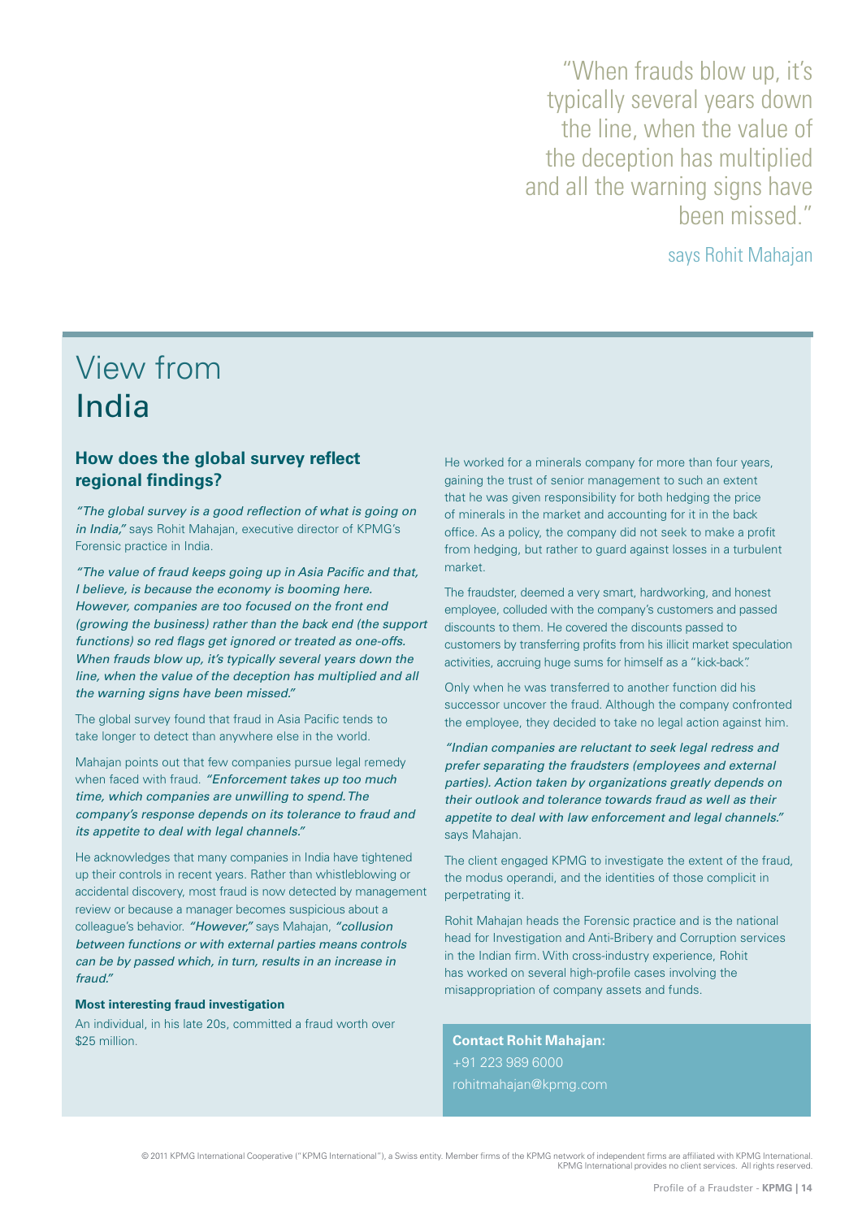"When frauds blow up, it's typically several years down the line, when the value of the deception has multiplied and all the warning signs have been missed."

says Rohit Mahajan

# View from India

### How does the global survey reflect regional findings?

*"The global survey is a good reflection of what is going on in India,"* says Rohit Mahajan, executive director of KPMG's Forensic practice in India.

*"The value of fraud keeps going up in Asia Pacific and that, I believe, is because the economy is booming here. However, companies are too focused on the front end (growing the business) rather than the back end (the support functions) so red flags get ignored or treated as one-offs. When frauds blow up, it's typically several years down the line, when the value of the deception has multiplied and all the warning signs have been missed."*

The global survey found that fraud in Asia Pacific tends to take longer to detect than anywhere else in the world.

Mahajan points out that few companies pursue legal remedy when faced with fraud. *"Enforcement takes up too much time, which companies are unwilling to spend. The company's response depends on its tolerance to fraud and its appetite to deal with legal channels."*

He acknowledges that many companies in India have tightened up their controls in recent years. Rather than whistleblowing or accidental discovery, most fraud is now detected by management review or because a manager becomes suspicious about a colleague's behavior. *"However,"* says Mahajan, *"collusion between functions or with external parties means controls can be by passed which, in turn, results in an increase in fraud."*

**Most interesting fraud investigation**

An individual, in his late 20s, committed a fraud worth over $25 million.

He worked for a minerals company for more than four years, gaining the trust of senior management to such an extent that he was given responsibility for both hedging the price of minerals in the market and accounting for it in the back office. As a policy, the company did not seek to make a profit from hedging, but rather to guard against losses in a turbulent market.

The fraudster, deemed a very smart, hardworking, and honest employee, colluded with the company's customers and passed discounts to them. He covered the discounts passed to customers by transferring profits from his illicit market speculation activities, accruing huge sums for himself as a "kick-back".

Only when he was transferred to another function did his successor uncover the fraud. Although the company confronted the employee, they decided to take no legal action against him.

*"Indian companies are reluctant to seek legal redress and prefer separating the fraudsters (employees and external parties). Action taken by organizations greatly depends on their outlook and tolerance towards fraud as well as their appetite to deal with law enforcement and legal channels."* says Mahajan.

The client engaged KPMG to investigate the extent of the fraud, the modus operandi, and the identities of those complicit in perpetrating it.

Rohit Mahajan heads the Forensic practice and is the national head for Investigation and Anti-Bribery and Corruption services in the Indian firm. With cross-industry experience, Rohit has worked on several high-profile cases involving the misappropriation of company assets and funds.

**Contact Rohit Mahajan:**
+91 223 989 6000
rohitmahajan@kpmg.com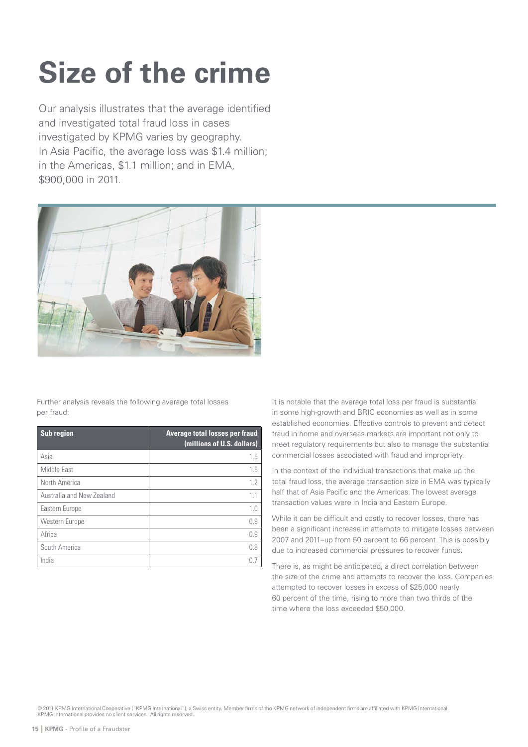# Size of the crime

Our analysis illustrates that the average identified and investigated total fraud loss in cases investigated by KPMG varies by geography. In Asia Pacific, the average loss was $1.4 million; in the Americas, $1.1 million; and in EMA, $900,000 in 2011.

Further analysis reveals the following average total losses per fraud:

| Sub region | Average total losses per fraud (millions of U.S. dollars) |
|---|---|
| Asia | 1.5 |
| Middle East | 1.5 |
| North America | 1.2 |
| Australia and New Zealand | 1.1 |
| Eastern Europe | 1.0 |
| Western Europe | 0.9 |
| Africa | 0.9 |
| South America | 0.8 |
| India | 0.7 |

It is notable that the average total loss per fraud is substantial in some high-growth and BRIC economies as well as in some established economies. Effective controls to prevent and detect fraud in home and overseas markets are important not only to meet regulatory requirements but also to manage the substantial commercial losses associated with fraud and impropriety.

In the context of the individual transactions that make up the total fraud loss, the average transaction size in EMA was typically half that of Asia Pacific and the Americas. The lowest average transaction values were in India and Eastern Europe.

While it can be difficult and costly to recover losses, there has been a significant increase in attempts to mitigate losses between 2007 and 2011–up from 50 percent to 66 percent. This is possibly due to increased commercial pressures to recover funds.

There is, as might be anticipated, a direct correlation between the size of the crime and attempts to recover the loss. Companies attempted to recover losses in excess of $25,000 nearly 60 percent of the time, rising to more than two thirds of the time where the loss exceeded $50,000.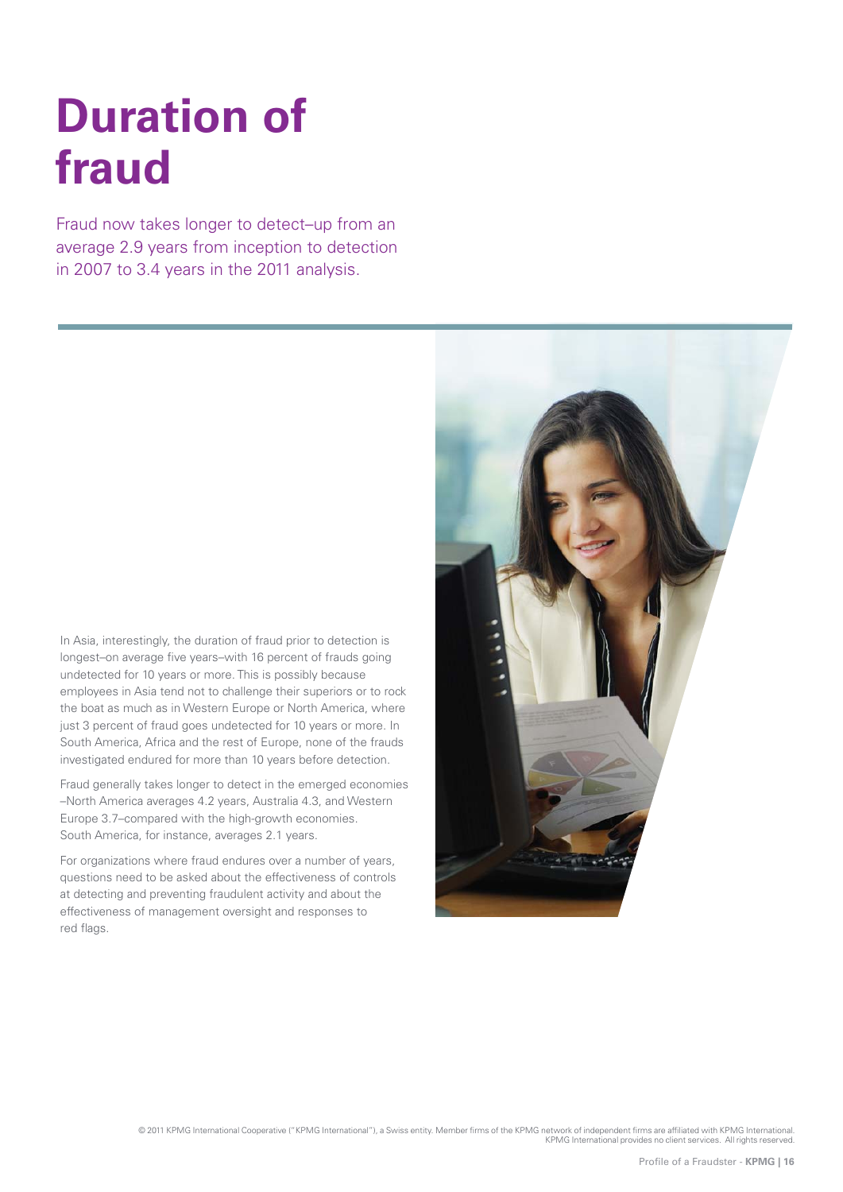# Duration of fraud

Fraud now takes longer to detect–up from an average 2.9 years from inception to detection in 2007 to 3.4 years in the 2011 analysis.

In Asia, interestingly, the duration of fraud prior to detection is longest–on average five years–with 16 percent of frauds going undetected for 10 years or more. This is possibly because employees in Asia tend not to challenge their superiors or to rock the boat as much as in Western Europe or North America, where just 3 percent of fraud goes undetected for 10 years or more. In South America, Africa and the rest of Europe, none of the frauds investigated endured for more than 10 years before detection.

Fraud generally takes longer to detect in the emerged economies –North America averages 4.2 years, Australia 4.3, and Western Europe 3.7–compared with the high-growth economies. South America, for instance, averages 2.1 years.

For organizations where fraud endures over a number of years, questions need to be asked about the effectiveness of controls at detecting and preventing fraudulent activity and about the effectiveness of management oversight and responses to red flags.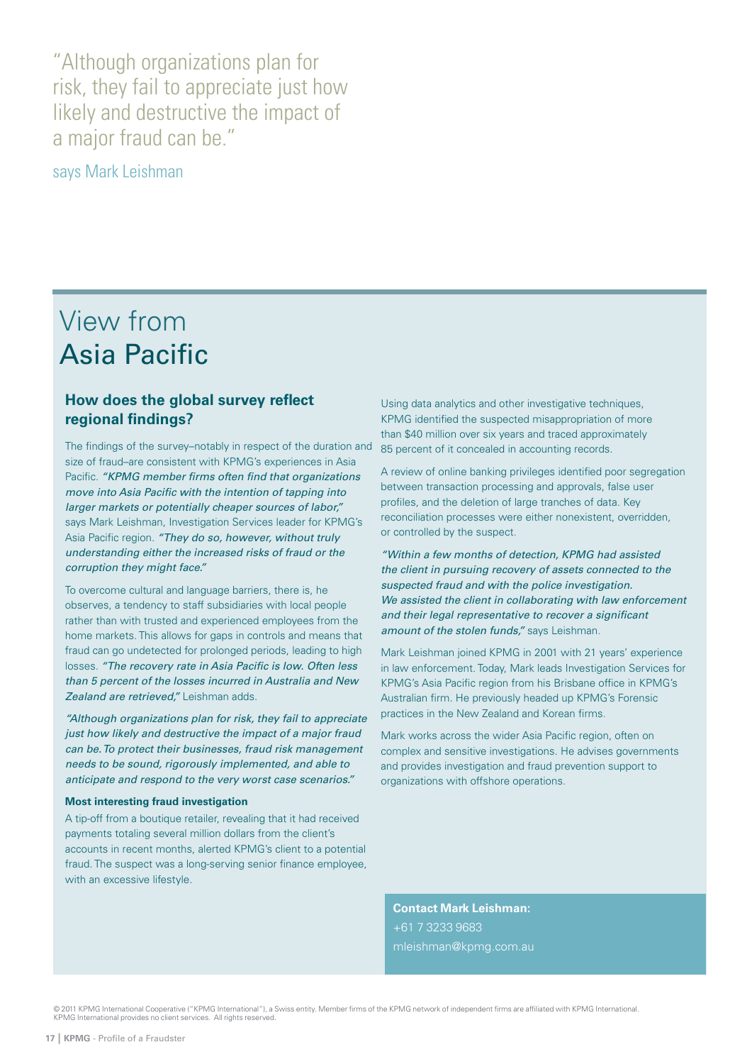"Although organizations plan for risk, they fail to appreciate just how likely and destructive the impact of a major fraud can be."

says Mark Leishman

# View from Asia Pacific

### How does the global survey reflect regional findings?

The findings of the survey–notably in respect of the duration and size of fraud–are consistent with KPMG's experiences in Asia Pacific. *"KPMG member firms often find that organizations move into Asia Pacific with the intention of tapping into larger markets or potentially cheaper sources of labor,"* says Mark Leishman, Investigation Services leader for KPMG's Asia Pacific region. *"They do so, however, without truly understanding either the increased risks of fraud or the corruption they might face."*

To overcome cultural and language barriers, there is, he observes, a tendency to staff subsidiaries with local people rather than with trusted and experienced employees from the home markets. This allows for gaps in controls and means that fraud can go undetected for prolonged periods, leading to high losses. *"The recovery rate in Asia Pacific is low. Often less than 5 percent of the losses incurred in Australia and New Zealand are retrieved,"* Leishman adds.

*"Although organizations plan for risk, they fail to appreciate just how likely and destructive the impact of a major fraud can be. To protect their businesses, fraud risk management needs to be sound, rigorously implemented, and able to anticipate and respond to the very worst case scenarios."*

**Most interesting fraud investigation**

A tip-off from a boutique retailer, revealing that it had received payments totaling several million dollars from the client's accounts in recent months, alerted KPMG's client to a potential fraud. The suspect was a long-serving senior finance employee, with an excessive lifestyle.

Using data analytics and other investigative techniques, KPMG identified the suspected misappropriation of more than $40 million over six years and traced approximately 85 percent of it concealed in accounting records.

A review of online banking privileges identified poor segregation between transaction processing and approvals, false user profiles, and the deletion of large tranches of data. Key reconciliation processes were either nonexistent, overridden, or controlled by the suspect.

*"Within a few months of detection, KPMG had assisted the client in pursuing recovery of assets connected to the suspected fraud and with the police investigation. We assisted the client in collaborating with law enforcement and their legal representative to recover a significant amount of the stolen funds,"* says Leishman.

Mark Leishman joined KPMG in 2001 with 21 years' experience in law enforcement. Today, Mark leads Investigation Services for KPMG's Asia Pacific region from his Brisbane office in KPMG's Australian firm. He previously headed up KPMG's Forensic practices in the New Zealand and Korean firms.

Mark works across the wider Asia Pacific region, often on complex and sensitive investigations. He advises governments and provides investigation and fraud prevention support to organizations with offshore operations.

**Contact Mark Leishman:**
+61 7 3233 9683
mleishman@kpmg.com.au

© 2011 KPMG International Cooperative ("KPMG International"), a Swiss entity. Member firms of the KPMG network of independent firms are affiliated with KPMG International. KPMG International provides no client services. All rights reserved.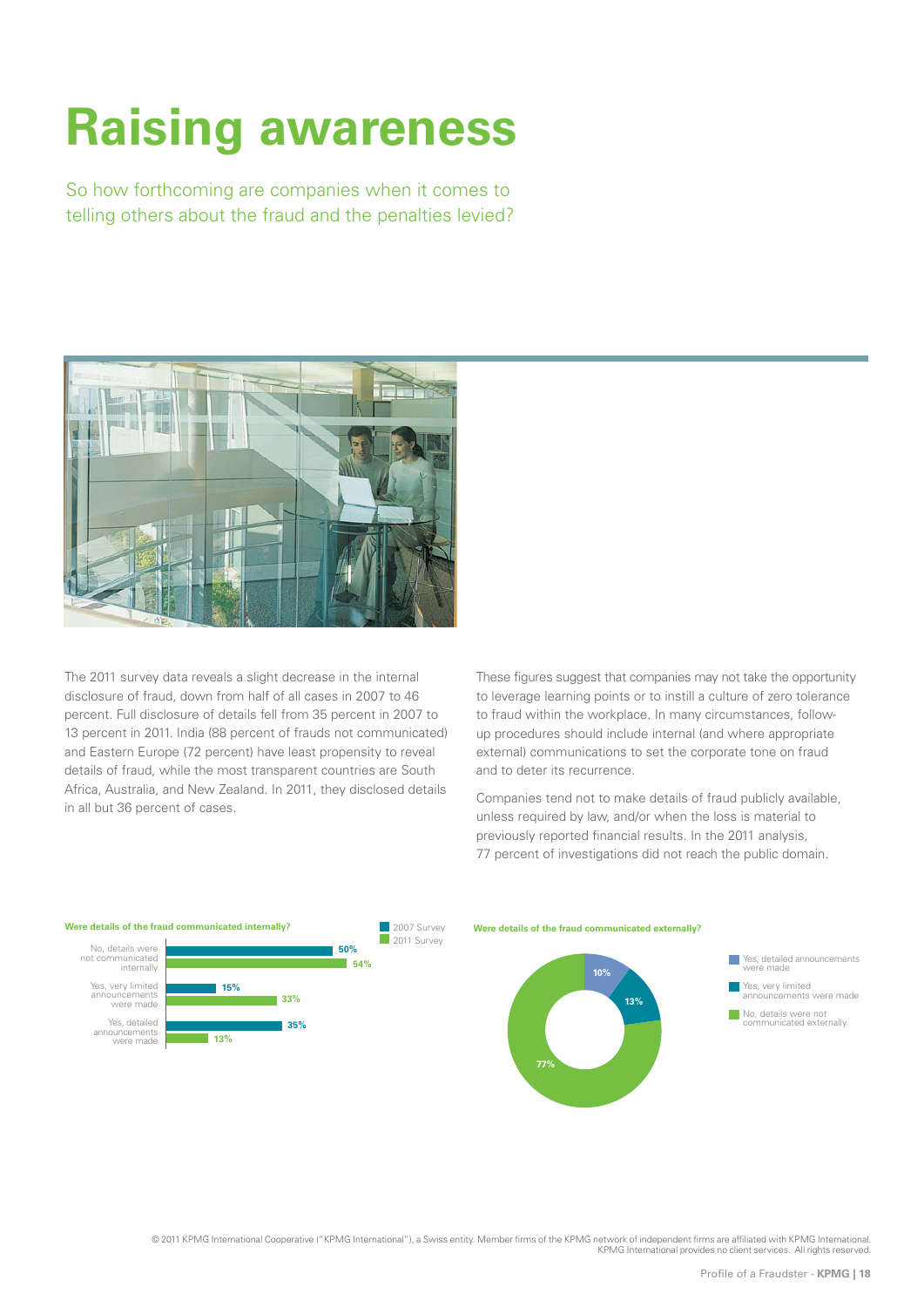# Raising awareness

So how forthcoming are companies when it comes to telling others about the fraud and the penalties levied?

The 2011 survey data reveals a slight decrease in the internal disclosure of fraud, down from half of all cases in 2007 to 46 percent. Full disclosure of details fell from 35 percent in 2007 to 13 percent in 2011. India (88 percent of frauds not communicated) and Eastern Europe (72 percent) have least propensity to reveal details of fraud, while the most transparent countries are South Africa, Australia, and New Zealand. In 2011, they disclosed details in all but 36 percent of cases.

These figures suggest that companies may not take the opportunity to leverage learning points or to instill a culture of zero tolerance to fraud within the workplace. In many circumstances, follow-up procedures should include internal (and where appropriate external) communications to set the corporate tone on fraud and to deter its recurrence.

Companies tend not to make details of fraud publicly available, unless required by law, and/or when the loss is material to previously reported financial results. In the 2011 analysis, 77 percent of investigations did not reach the public domain.

**Were details of the fraud communicated internally?**

| | 2007 Survey | 2011 Survey |
|---|---|---|
| No, details were not communicated internally | 50% | 54% |
| Yes, very limited announcements were made | 15% | 33% |
| Yes, detailed announcements were made | 35% | 13% |

**Were details of the fraud communicated externally?**

| | |
|---|---|
| Yes, detailed announcements were made | 10% |
| Yes, very limited announcements were made | 13% |
| No, details were not communicated externally | 77% |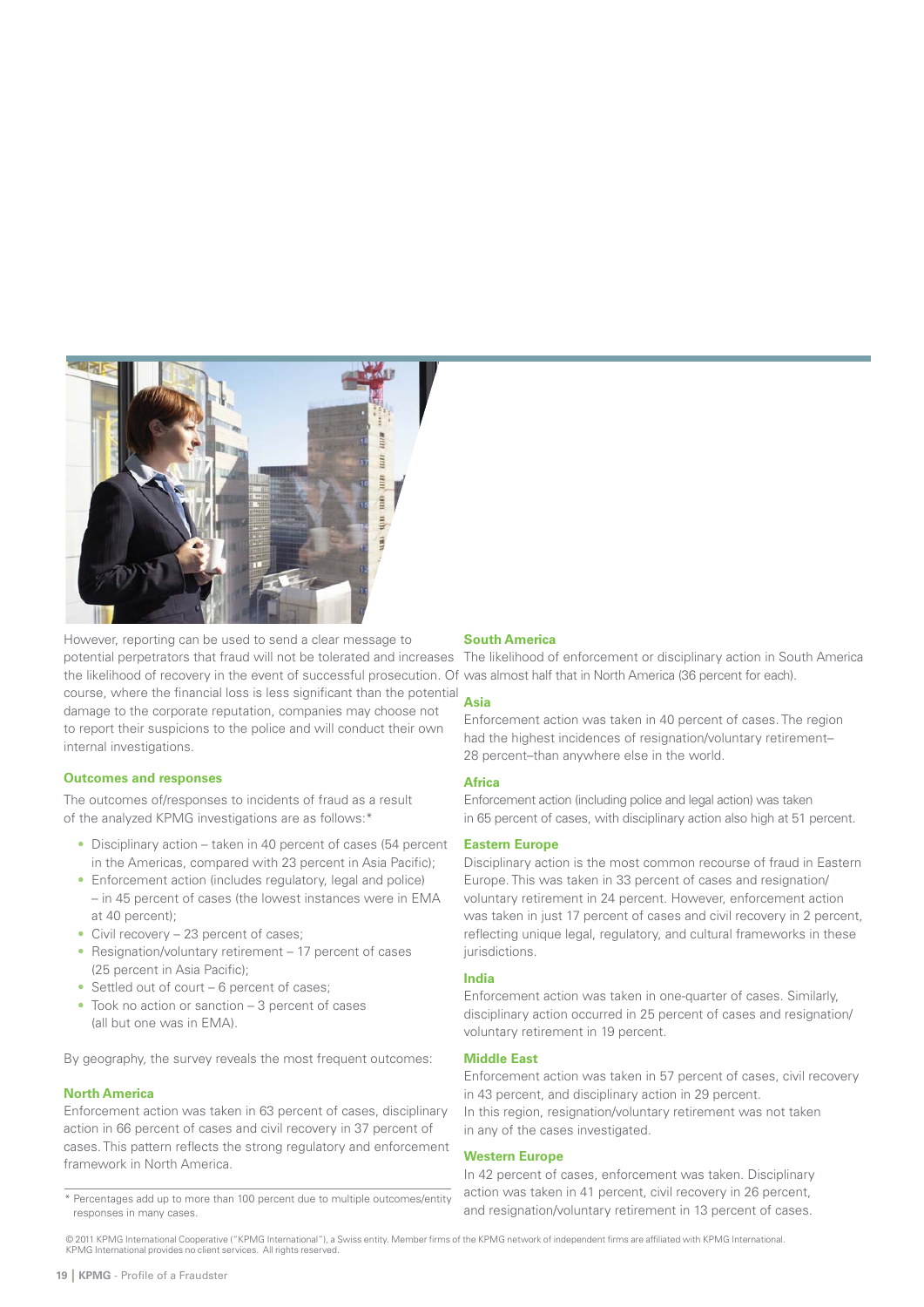However, reporting can be used to send a clear message to potential perpetrators that fraud will not be tolerated and increases the likelihood of recovery in the event of successful prosecution. Of course, where the financial loss is less significant than the potential damage to the corporate reputation, companies may choose not to report their suspicions to the police and will conduct their own internal investigations.

### Outcomes and responses

The outcomes of/responses to incidents of fraud as a result of the analyzed KPMG investigations are as follows:*

- Disciplinary action – taken in 40 percent of cases (54 percent in the Americas, compared with 23 percent in Asia Pacific);
- Enforcement action (includes regulatory, legal and police) – in 45 percent of cases (the lowest instances were in EMA at 40 percent);
- Civil recovery – 23 percent of cases;
- Resignation/voluntary retirement – 17 percent of cases (25 percent in Asia Pacific);
- Settled out of court – 6 percent of cases;
- Took no action or sanction – 3 percent of cases (all but one was in EMA).

By geography, the survey reveals the most frequent outcomes:

### North America

Enforcement action was taken in 63 percent of cases, disciplinary action in 66 percent of cases and civil recovery in 37 percent of cases. This pattern reflects the strong regulatory and enforcement framework in North America.

\* Percentages add up to more than 100 percent due to multiple outcomes/entity responses in many cases.

### South America

The likelihood of enforcement or disciplinary action in South America was almost half that in North America (36 percent for each).

### Asia

Enforcement action was taken in 40 percent of cases. The region had the highest incidences of resignation/voluntary retirement–28 percent–than anywhere else in the world.

### Africa

Enforcement action (including police and legal action) was taken in 65 percent of cases, with disciplinary action also high at 51 percent.

### Eastern Europe

Disciplinary action is the most common recourse of fraud in Eastern Europe. This was taken in 33 percent of cases and resignation/voluntary retirement in 24 percent. However, enforcement action was taken in just 17 percent of cases and civil recovery in 2 percent, reflecting unique legal, regulatory, and cultural frameworks in these jurisdictions.

### India

Enforcement action was taken in one-quarter of cases. Similarly, disciplinary action occurred in 25 percent of cases and resignation/voluntary retirement in 19 percent.

### Middle East

Enforcement action was taken in 57 percent of cases, civil recovery in 43 percent, and disciplinary action in 29 percent. In this region, resignation/voluntary retirement was not taken in any of the cases investigated.

### Western Europe

In 42 percent of cases, enforcement was taken. Disciplinary action was taken in 41 percent, civil recovery in 26 percent, and resignation/voluntary retirement in 13 percent of cases.

© 2011 KPMG International Cooperative ("KPMG International"), a Swiss entity. Member firms of the KPMG network of independent firms are affiliated with KPMG International. KPMG International provides no client services. All rights reserved.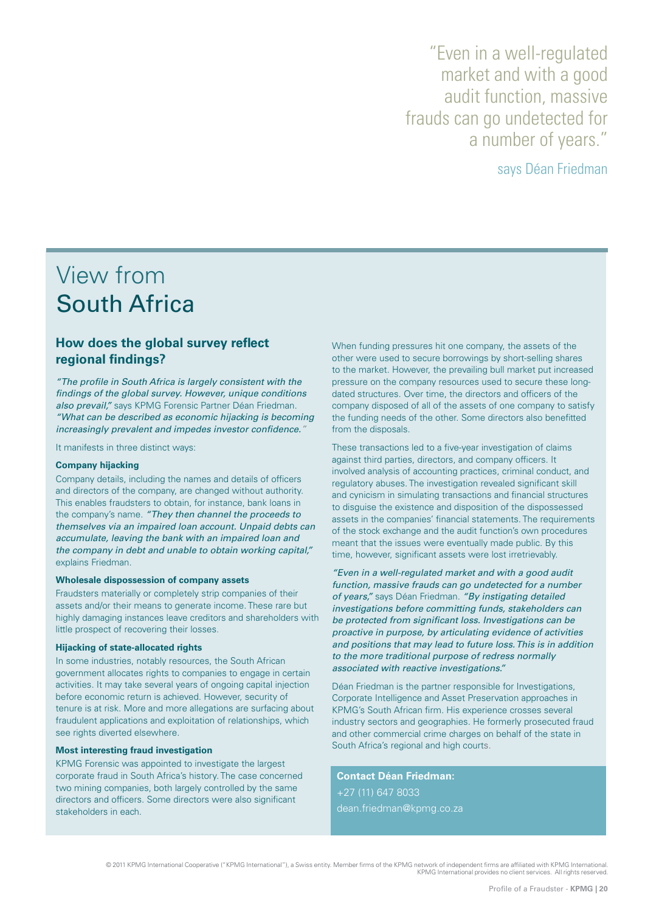> "Even in a well-regulated market and with a good audit function, massive frauds can go undetected for a number of years."
>
> says Déan Friedman

# View from South Africa

## How does the global survey reflect regional findings?

*"The profile in South Africa is largely consistent with the findings of the global survey. However, unique conditions also prevail,"* says KPMG Forensic Partner Déan Friedman. *"What can be described as economic hijacking is becoming increasingly prevalent and impedes investor confidence."*

It manifests in three distinct ways:

**Company hijacking**

Company details, including the names and details of officers and directors of the company, are changed without authority. This enables fraudsters to obtain, for instance, bank loans in the company's name. *"They then channel the proceeds to themselves via an impaired loan account. Unpaid debts can accumulate, leaving the bank with an impaired loan and the company in debt and unable to obtain working capital,"* explains Friedman.

**Wholesale dispossession of company assets**

Fraudsters materially or completely strip companies of their assets and/or their means to generate income. These rare but highly damaging instances leave creditors and shareholders with little prospect of recovering their losses.

**Hijacking of state-allocated rights**

In some industries, notably resources, the South African government allocates rights to companies to engage in certain activities. It may take several years of ongoing capital injection before economic return is achieved. However, security of tenure is at risk. More and more allegations are surfacing about fraudulent applications and exploitation of relationships, which see rights diverted elsewhere.

**Most interesting fraud investigation**

KPMG Forensic was appointed to investigate the largest corporate fraud in South Africa's history. The case concerned two mining companies, both largely controlled by the same directors and officers. Some directors were also significant stakeholders in each.

When funding pressures hit one company, the assets of the other were used to secure borrowings by short-selling shares to the market. However, the prevailing bull market put increased pressure on the company resources used to secure these long-dated structures. Over time, the directors and officers of the company disposed of all of the assets of one company to satisfy the funding needs of the other. Some directors also benefitted from the disposals.

These transactions led to a five-year investigation of claims against third parties, directors, and company officers. It involved analysis of accounting practices, criminal conduct, and regulatory abuses. The investigation revealed significant skill and cynicism in simulating transactions and financial structures to disguise the existence and disposition of the dispossessed assets in the companies' financial statements. The requirements of the stock exchange and the audit function's own procedures meant that the issues were eventually made public. By this time, however, significant assets were lost irretrievably.

*"Even in a well-regulated market and with a good audit function, massive frauds can go undetected for a number of years,"* says Déan Friedman. *"By instigating detailed investigations before committing funds, stakeholders can be protected from significant loss. Investigations can be proactive in purpose, by articulating evidence of activities and positions that may lead to future loss. This is in addition to the more traditional purpose of redress normally associated with reactive investigations."*

Déan Friedman is the partner responsible for Investigations, Corporate Intelligence and Asset Preservation approaches in KPMG's South African firm. His experience crosses several industry sectors and geographies. He formerly prosecuted fraud and other commercial crime charges on behalf of the state in South Africa's regional and high courts.

**Contact Déan Friedman:**

+27 (11) 647 8033

dean.friedman@kpmg.co.za

© 2011 KPMG International Cooperative ("KPMG International"), a Swiss entity. Member firms of the KPMG network of independent firms are affiliated with KPMG International. KPMG International provides no client services. All rights reserved.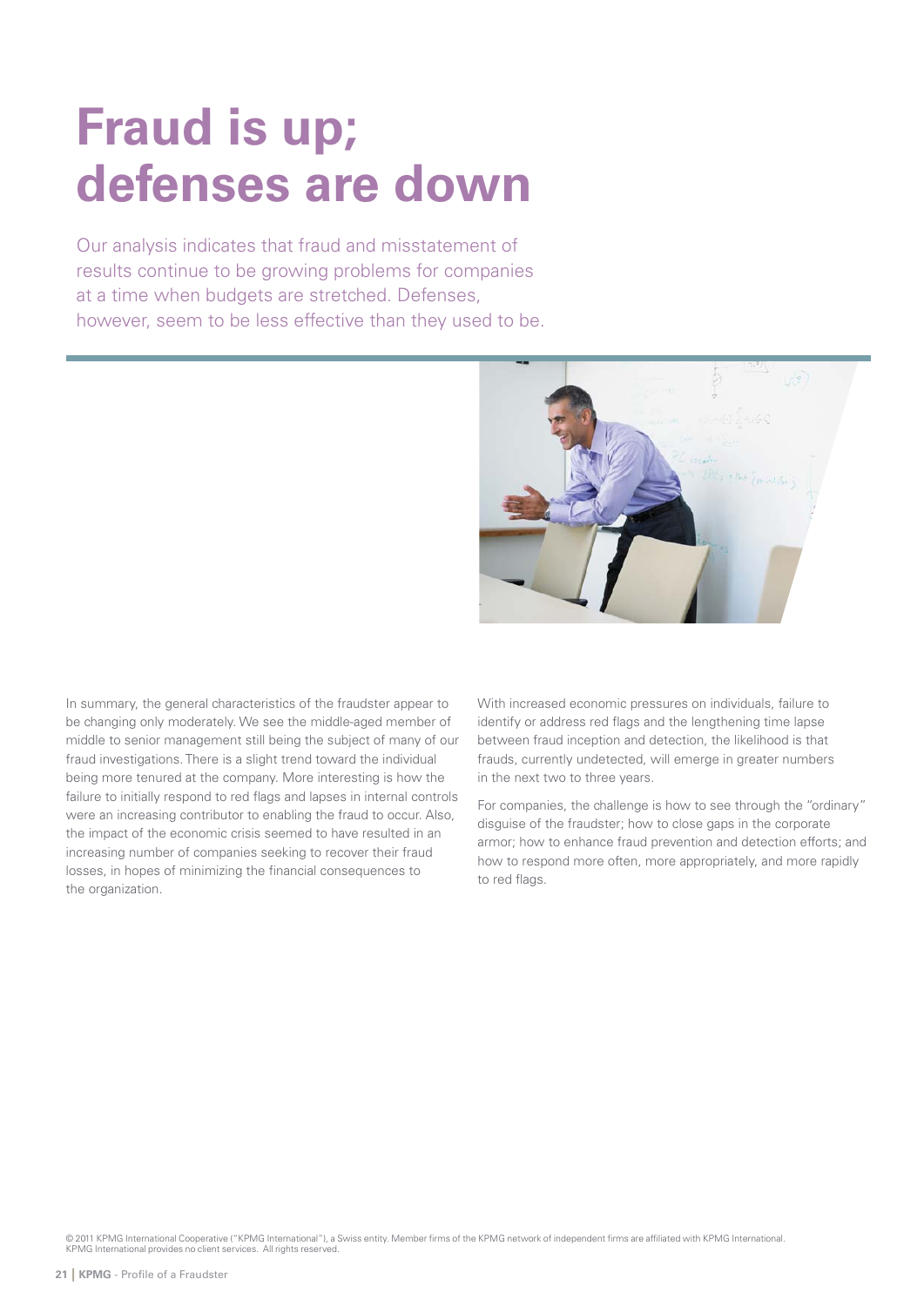# Fraud is up; defenses are down

Our analysis indicates that fraud and misstatement of results continue to be growing problems for companies at a time when budgets are stretched. Defenses, however, seem to be less effective than they used to be.

In summary, the general characteristics of the fraudster appear to be changing only moderately. We see the middle-aged member of middle to senior management still being the subject of many of our fraud investigations. There is a slight trend toward the individual being more tenured at the company. More interesting is how the failure to initially respond to red flags and lapses in internal controls were an increasing contributor to enabling the fraud to occur. Also, the impact of the economic crisis seemed to have resulted in an increasing number of companies seeking to recover their fraud losses, in hopes of minimizing the financial consequences to the organization.

With increased economic pressures on individuals, failure to identify or address red flags and the lengthening time lapse between fraud inception and detection, the likelihood is that frauds, currently undetected, will emerge in greater numbers in the next two to three years.

For companies, the challenge is how to see through the "ordinary" disguise of the fraudster; how to close gaps in the corporate armor; how to enhance fraud prevention and detection efforts; and how to respond more often, more appropriately, and more rapidly to red flags.

© 2011 KPMG International Cooperative ("KPMG International"), a Swiss entity. Member firms of the KPMG network of independent firms are affiliated with KPMG International. KPMG International provides no client services. All rights reserved.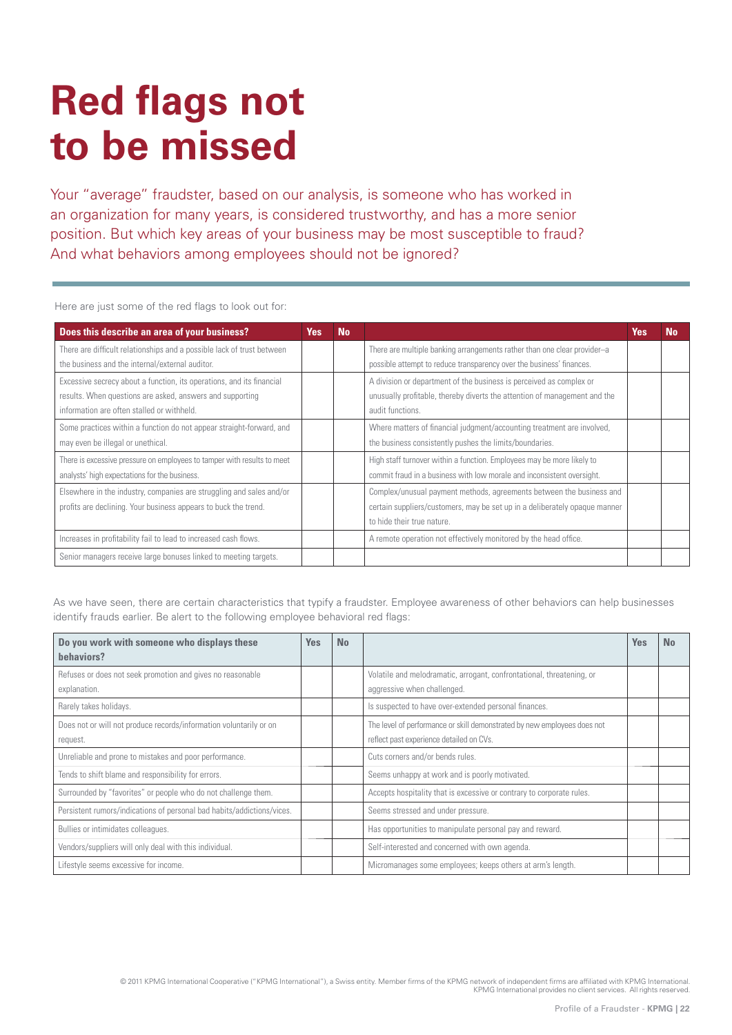# Red flags not to be missed

Your "average" fraudster, based on our analysis, is someone who has worked in an organization for many years, is considered trustworthy, and has a more senior position. But which key areas of your business may be most susceptible to fraud? And what behaviors among employees should not be ignored?

Here are just some of the red flags to look out for:

| Does this describe an area of your business? | Yes | No | | Yes | No |
|---|---|---|---|---|---|
| There are difficult relationships and a possible lack of trust between the business and the internal/external auditor. | | | There are multiple banking arrangements rather than one clear provider–a possible attempt to reduce transparency over the business' finances. | | |
| Excessive secrecy about a function, its operations, and its financial results. When questions are asked, answers and supporting information are often stalled or withheld. | | | A division or department of the business is perceived as complex or unusually profitable, thereby diverts the attention of management and the audit functions. | | |
| Some practices within a function do not appear straight-forward, and may even be illegal or unethical. | | | Where matters of financial judgment/accounting treatment are involved, the business consistently pushes the limits/boundaries. | | |
| There is excessive pressure on employees to tamper with results to meet analysts' high expectations for the business. | | | High staff turnover within a function. Employees may be more likely to commit fraud in a business with low morale and inconsistent oversight. | | |
| Elsewhere in the industry, companies are struggling and sales and/or profits are declining. Your business appears to buck the trend. | | | Complex/unusual payment methods, agreements between the business and certain suppliers/customers, may be set up in a deliberately opaque manner to hide their true nature. | | |
| Increases in profitability fail to lead to increased cash flows. | | | A remote operation not effectively monitored by the head office. | | |
| Senior managers receive large bonuses linked to meeting targets. | | | | | |

As we have seen, there are certain characteristics that typify a fraudster. Employee awareness of other behaviors can help businesses identify frauds earlier. Be alert to the following employee behavioral red flags:

| Do you work with someone who displays these behaviors? | Yes | No | | Yes | No |
|---|---|---|---|---|---|
| Refuses or does not seek promotion and gives no reasonable explanation. | | | Volatile and melodramatic, arrogant, confrontational, threatening, or aggressive when challenged. | | |
| Rarely takes holidays. | | | Is suspected to have over-extended personal finances. | | |
| Does not or will not produce records/information voluntarily or on request. | | | The level of performance or skill demonstrated by new employees does not reflect past experience detailed on CVs. | | |
| Unreliable and prone to mistakes and poor performance. | | | Cuts corners and/or bends rules. | | |
| Tends to shift blame and responsibility for errors. | | | Seems unhappy at work and is poorly motivated. | | |
| Surrounded by "favorites" or people who do not challenge them. | | | Accepts hospitality that is excessive or contrary to corporate rules. | | |
| Persistent rumors/indications of personal bad habits/addictions/vices. | | | Seems stressed and under pressure. | | |
| Bullies or intimidates colleagues. | | | Has opportunities to manipulate personal pay and reward. | | |
| Vendors/suppliers will only deal with this individual. | | | Self-interested and concerned with own agenda. | | |
| Lifestyle seems excessive for income. | | | Micromanages some employees; keeps others at arm's length. | | |

© 2011 KPMG International Cooperative ("KPMG International"), a Swiss entity. Member firms of the KPMG network of independent firms are affiliated with KPMG International. KPMG International provides no client services. All rights reserved.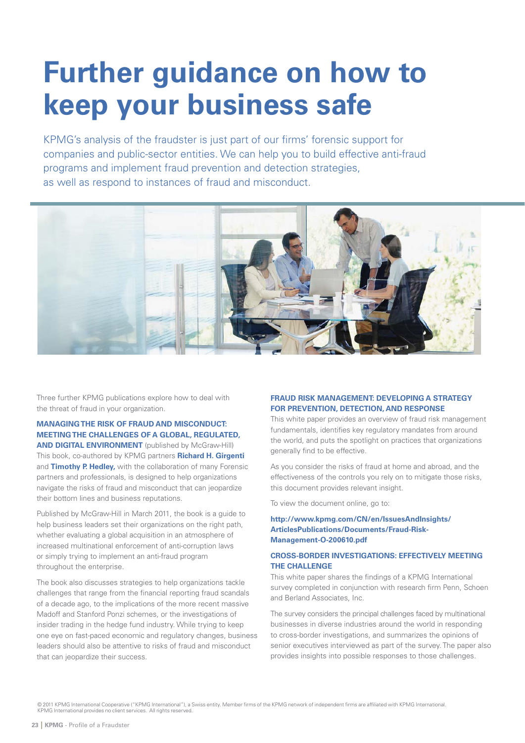# Further guidance on how to keep your business safe

KPMG's analysis of the fraudster is just part of our firms' forensic support for companies and public-sector entities. We can help you to build effective anti-fraud programs and implement fraud prevention and detection strategies, as well as respond to instances of fraud and misconduct.

Three further KPMG publications explore how to deal with the threat of fraud in your organization.

**MANAGING THE RISK OF FRAUD AND MISCONDUCT: MEETING THE CHALLENGES OF A GLOBAL, REGULATED, AND DIGITAL ENVIRONMENT** (published by McGraw-Hill)
This book, co-authored by KPMG partners **Richard H. Girgenti** and **Timothy P. Hedley,** with the collaboration of many Forensic partners and professionals, is designed to help organizations navigate the risks of fraud and misconduct that can jeopardize their bottom lines and business reputations.

Published by McGraw-Hill in March 2011, the book is a guide to help business leaders set their organizations on the right path, whether evaluating a global acquisition in an atmosphere of increased multinational enforcement of anti-corruption laws or simply trying to implement an anti-fraud program throughout the enterprise.

The book also discusses strategies to help organizations tackle challenges that range from the financial reporting fraud scandals of a decade ago, to the implications of the more recent massive Madoff and Stanford Ponzi schemes, or the investigations of insider trading in the hedge fund industry. While trying to keep one eye on fast-paced economic and regulatory changes, business leaders should also be attentive to risks of fraud and misconduct that can jeopardize their success.

**FRAUD RISK MANAGEMENT: DEVELOPING A STRATEGY FOR PREVENTION, DETECTION, AND RESPONSE**
This white paper provides an overview of fraud risk management fundamentals, identifies key regulatory mandates from around the world, and puts the spotlight on practices that organizations generally find to be effective.

As you consider the risks of fraud at home and abroad, and the effectiveness of the controls you rely on to mitigate those risks, this document provides relevant insight.

To view the document online, go to:

**http://www.kpmg.com/CN/en/IssuesAndInsights/ArticlesPublications/Documents/Fraud-Risk-Management-O-200610.pdf**

**CROSS-BORDER INVESTIGATIONS: EFFECTIVELY MEETING THE CHALLENGE**
This white paper shares the findings of a KPMG International survey completed in conjunction with research firm Penn, Schoen and Berland Associates, Inc.

The survey considers the principal challenges faced by multinational businesses in diverse industries around the world in responding to cross-border investigations, and summarizes the opinions of senior executives interviewed as part of the survey. The paper also provides insights into possible responses to those challenges.

© 2011 KPMG International Cooperative ("KPMG International"), a Swiss entity. Member firms of the KPMG network of independent firms are affiliated with KPMG International. KPMG International provides no client services. All rights reserved.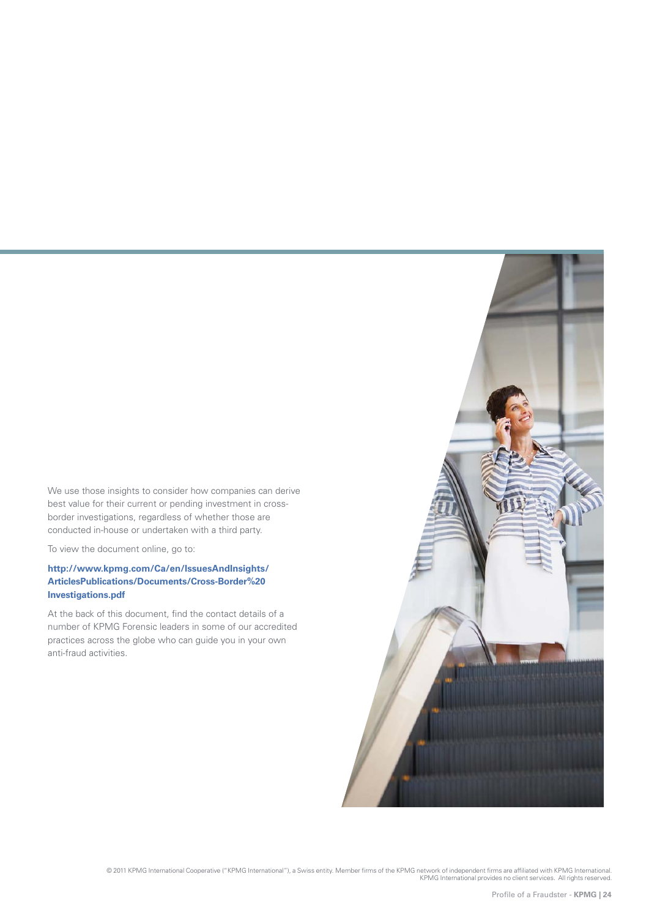We use those insights to consider how companies can derive best value for their current or pending investment in cross-border investigations, regardless of whether those are conducted in-house or undertaken with a third party.

To view the document online, go to:

**http://www.kpmg.com/Ca/en/IssuesAndInsights/ArticlesPublications/Documents/Cross-Border%20Investigations.pdf**

At the back of this document, find the contact details of a number of KPMG Forensic leaders in some of our accredited practices across the globe who can guide you in your own anti-fraud activities.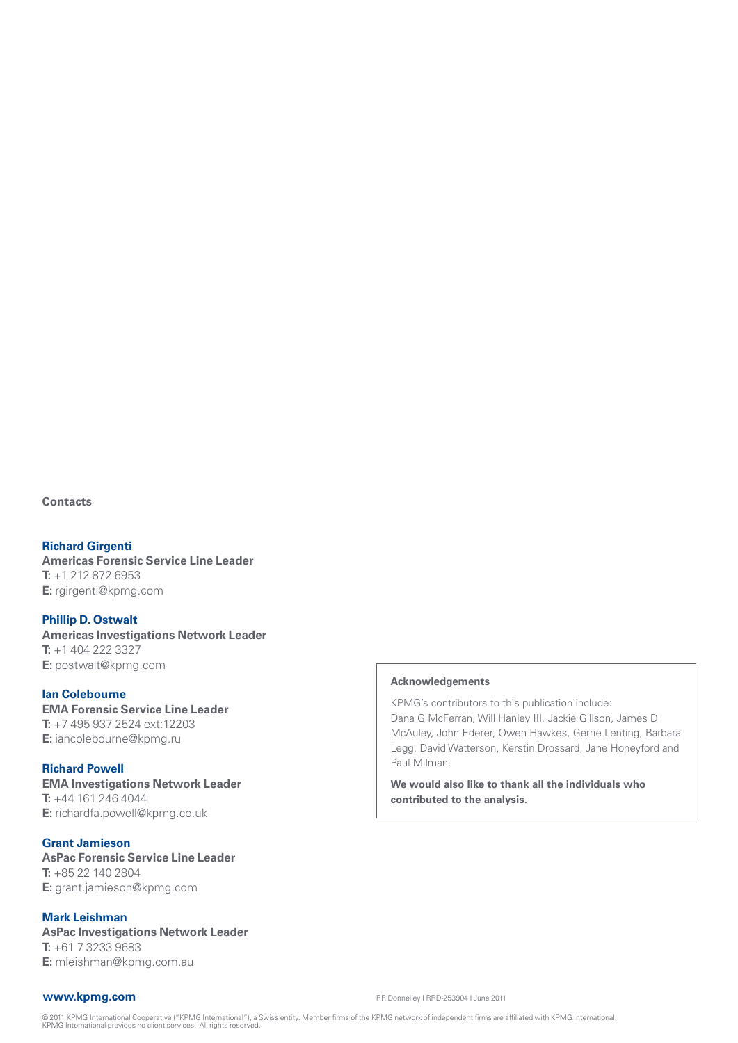## Contacts

**Richard Girgenti**
**Americas Forensic Service Line Leader**
**T:** +1 212 872 6953
**E:** rgirgenti@kpmg.com

**Phillip D. Ostwalt**
**Americas Investigations Network Leader**
**T:** +1 404 222 3327
**E:** postwalt@kpmg.com

**Ian Colebourne**
**EMA Forensic Service Line Leader**
**T:** +7 495 937 2524 ext:12203
**E:** iancolebourne@kpmg.ru

**Richard Powell**
**EMA Investigations Network Leader**
**T:** +44 161 246 4044
**E:** richardfa.powell@kpmg.co.uk

**Grant Jamieson**
**AsPac Forensic Service Line Leader**
**T:** +85 22 140 2804
**E:** grant.jamieson@kpmg.com

**Mark Leishman**
**AsPac Investigations Network Leader**
**T:** +61 7 3233 9683
**E:** mleishman@kpmg.com.au

### Acknowledgements

KPMG's contributors to this publication include:
Dana G McFerran, Will Hanley III, Jackie Gillson, James D McAuley, John Ederer, Owen Hawkes, Gerrie Lenting, Barbara Legg, David Watterson, Kerstin Drossard, Jane Honeyford and Paul Milman.

**We would also like to thank all the individuals who contributed to the analysis.**

**www.kpmg.com**

RR Donnelley | RRD-253904 | June 2011

© 2011 KPMG International Cooperative ("KPMG International"), a Swiss entity. Member firms of the KPMG network of independent firms are affiliated with KPMG International. KPMG International provides no client services. All rights reserved.